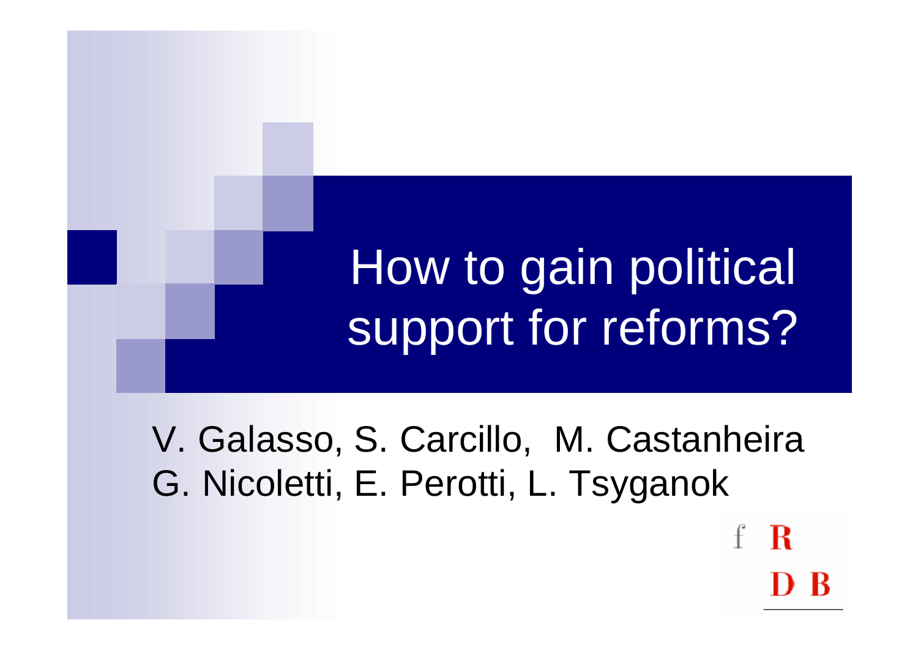# How to gain political support for reforms?

V. Galasso, S. Carcillo, M. Castanheira
G. Nicoletti, E. Perotti, L. Tsyganok

f R
D B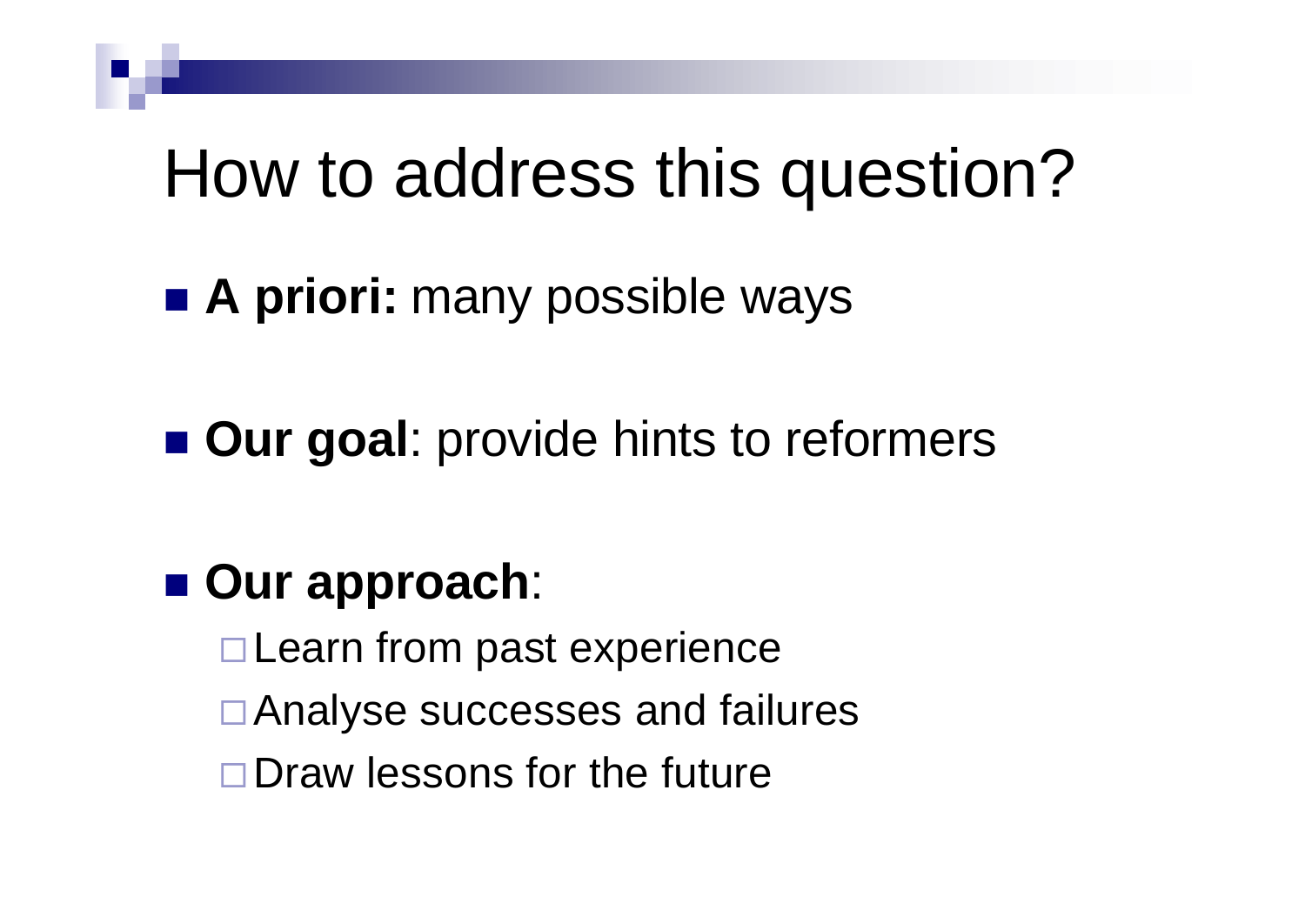# How to address this question?

- **A priori:** many possible ways

- **Our goal**: provide hints to reformers

- **Our approach**:
  - Learn from past experience
  - Analyse successes and failures
  - Draw lessons for the future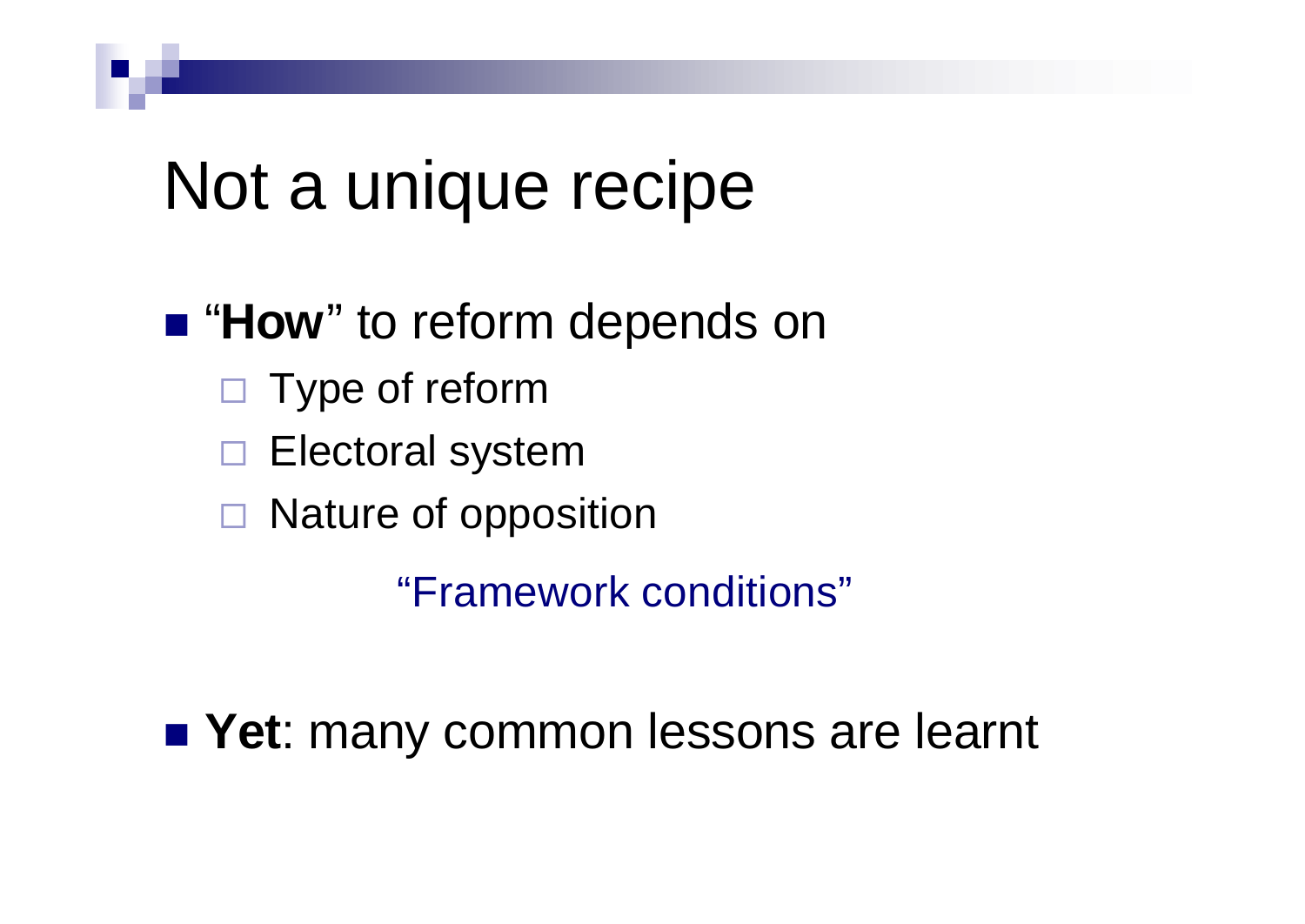# Not a unique recipe

- "**How**" to reform depends on
  - Type of reform
  - Electoral system
  - Nature of opposition

  "Framework conditions"

- **Yet**: many common lessons are learnt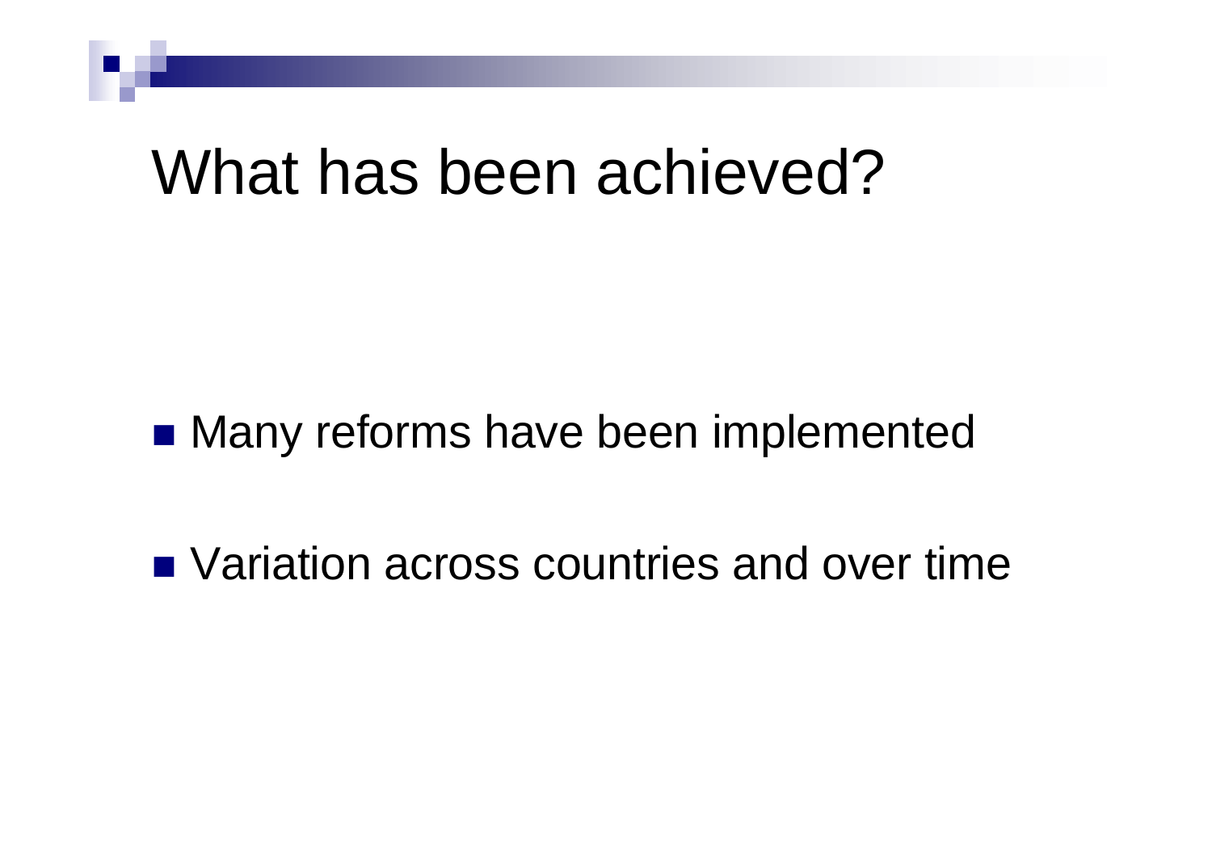# What has been achieved?

- Many reforms have been implemented
- Variation across countries and over time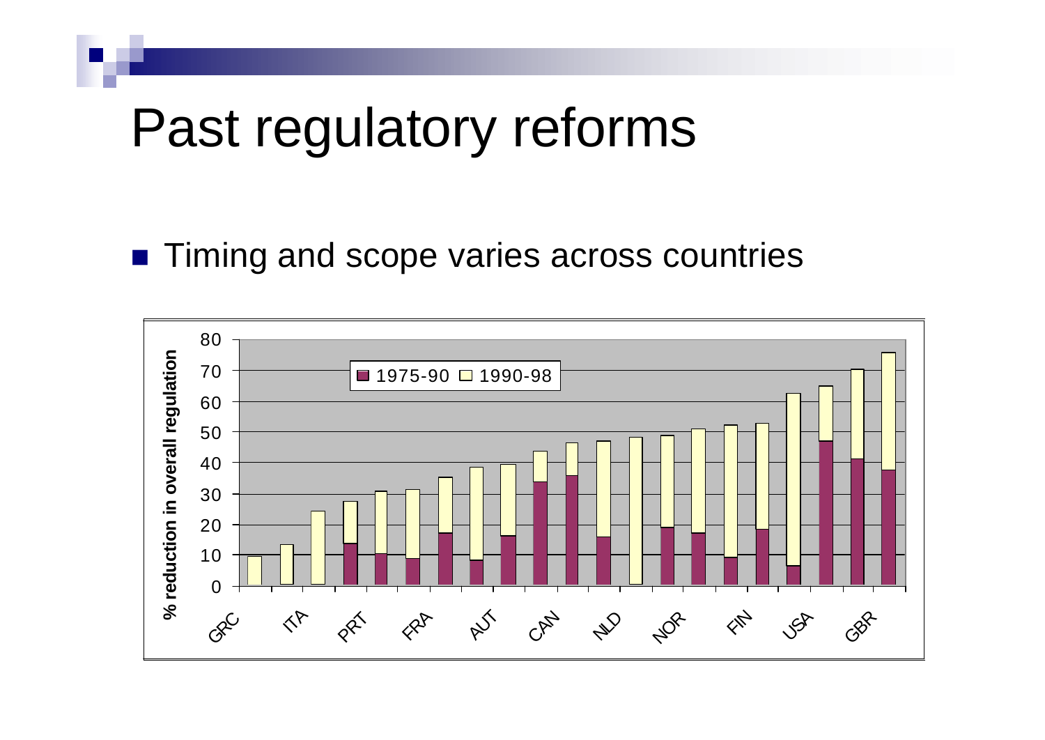# Past regulatory reforms

- Timing and scope varies across countries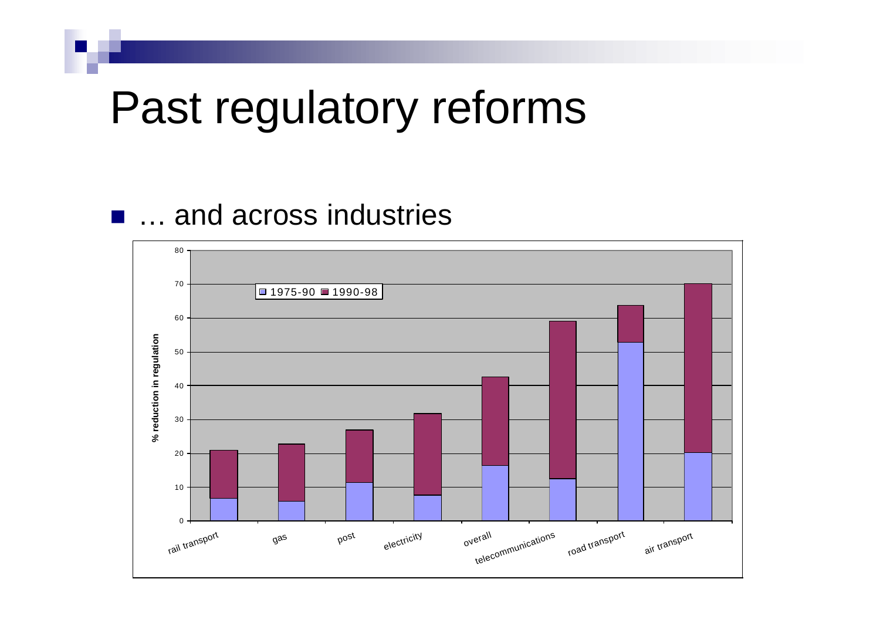# Past regulatory reforms

- … and across industries

% reduction in regulation

| Industry | 1975-90 | 1990-98 |
|---|---|---|
| rail transport | ~6.5 | ~14.5 |
| gas | ~6 | ~17 |
| post | ~11.5 | ~15.5 |
| electricity | ~7.5 | ~24.5 |
| overall | ~16.5 | ~26 |
| telecommunications | ~12.5 | ~46.5 |
| road transport | ~53 | ~11 |
| air transport | ~20.5 | ~50 |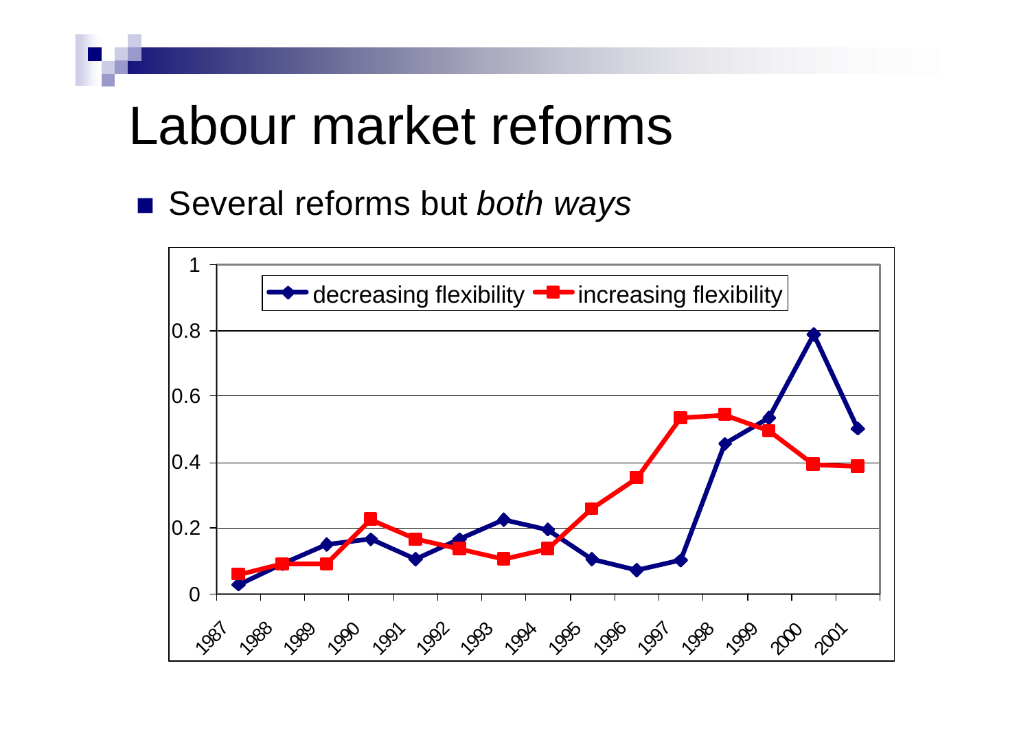# Labour market reforms

- Several reforms but *both ways*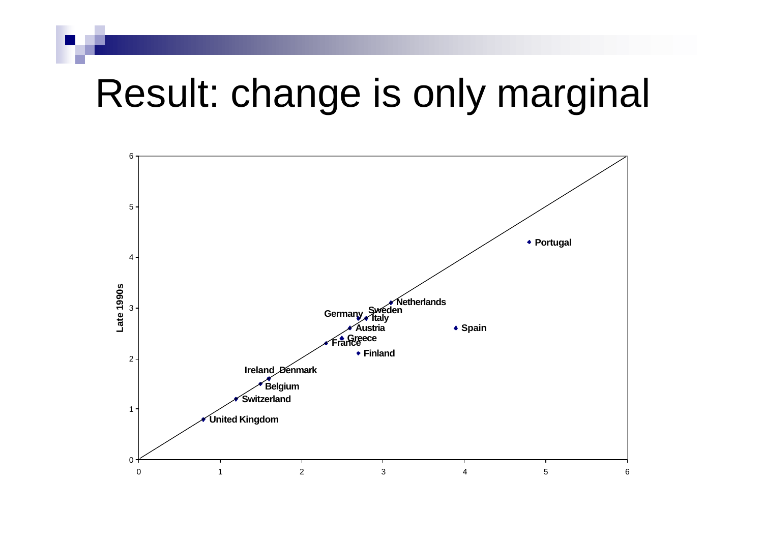# Result: change is only marginal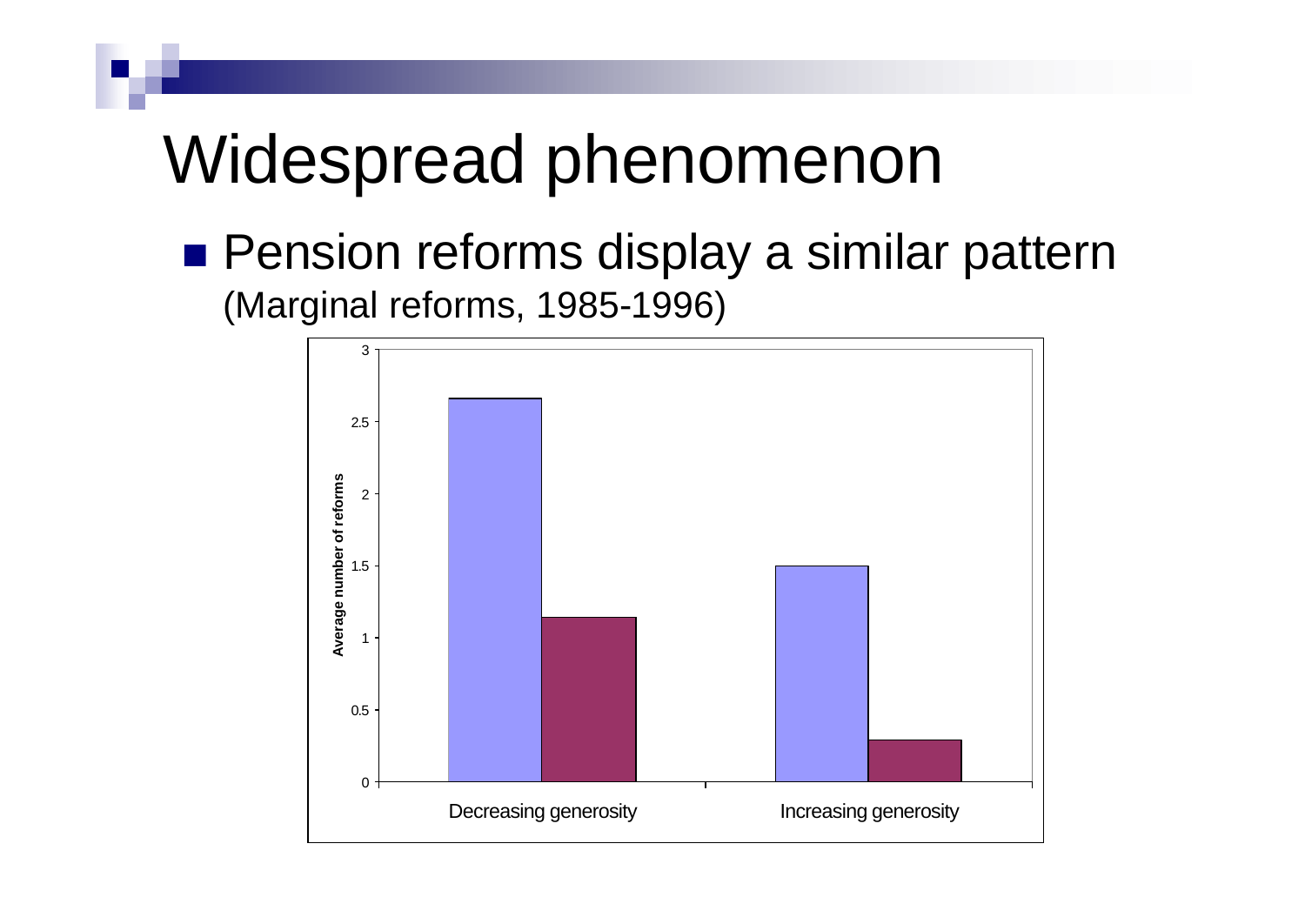# Widespread phenomenon

- Pension reforms display a similar pattern
  (Marginal reforms, 1985-1996)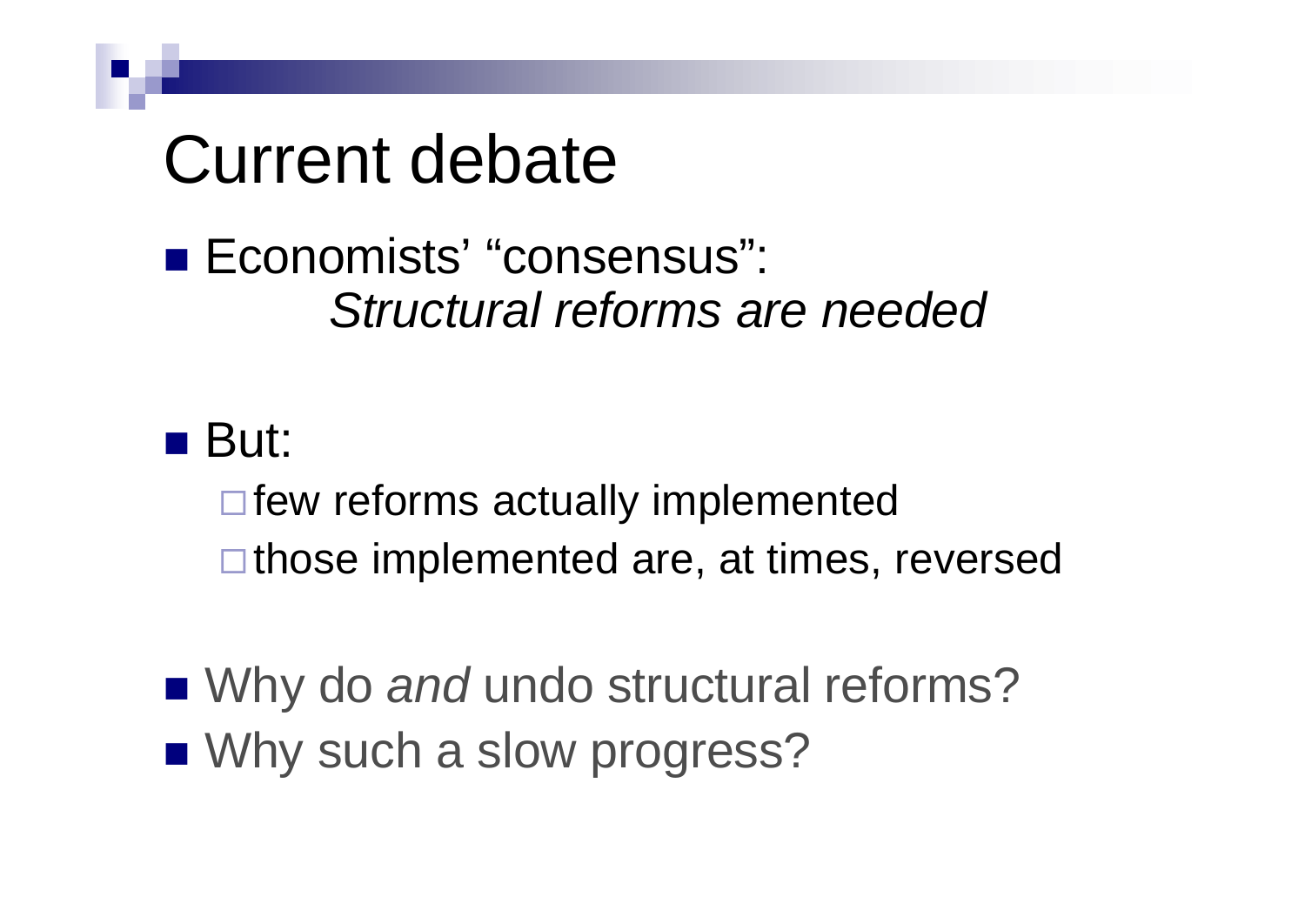# Current debate

- Economists' "consensus":
  *Structural reforms are needed*

- But:
  - few reforms actually implemented
  - those implemented are, at times, reversed

- Why do *and* undo structural reforms?
- Why such a slow progress?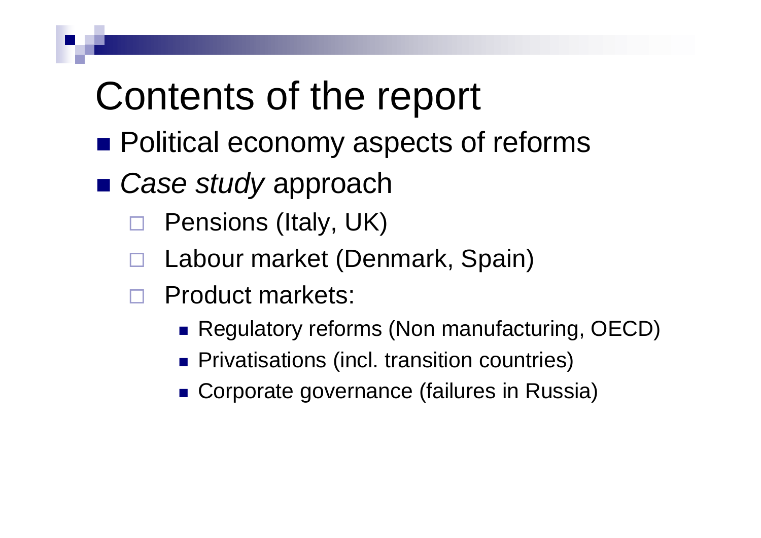# Contents of the report

- Political economy aspects of reforms
- *Case study* approach
  - Pensions (Italy, UK)
  - Labour market (Denmark, Spain)
  - Product markets:
    - Regulatory reforms (Non manufacturing, OECD)
    - Privatisations (incl. transition countries)
    - Corporate governance (failures in Russia)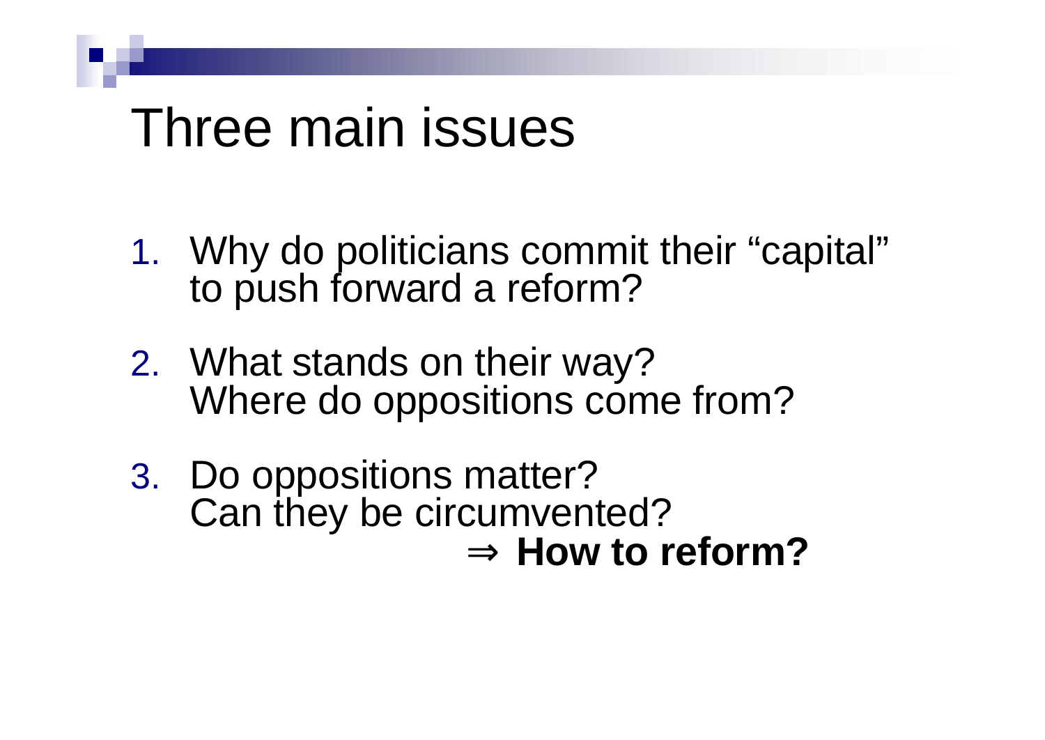# Three main issues

1. Why do politicians commit their “capital” to push forward a reform?
2. What stands on their way?
   Where do oppositions come from?
3. Do oppositions matter?
   Can they be circumvented?
   $\Rightarrow$ **How to reform?**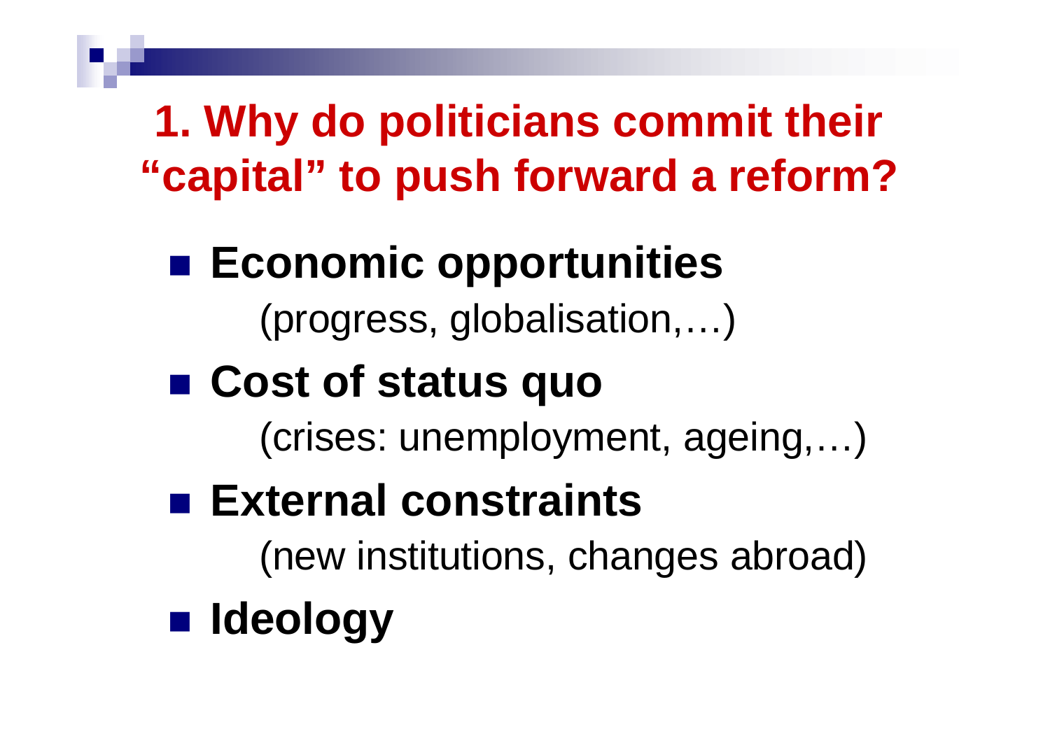## 1. Why do politicians commit their "capital" to push forward a reform?

- **Economic opportunities**

  (progress, globalisation,…)

- **Cost of status quo**

  (crises: unemployment, ageing,…)

- **External constraints**

  (new institutions, changes abroad)

- **Ideology**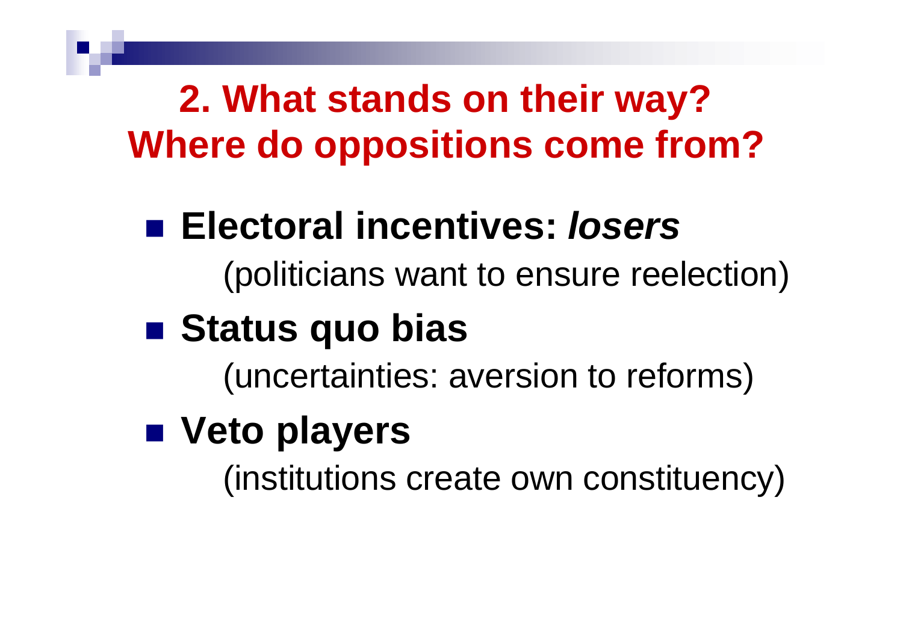## 2. What stands on their way? Where do oppositions come from?

- **Electoral incentives: *losers***

  (politicians want to ensure reelection)

- **Status quo bias**

  (uncertainties: aversion to reforms)

- **Veto players**

  (institutions create own constituency)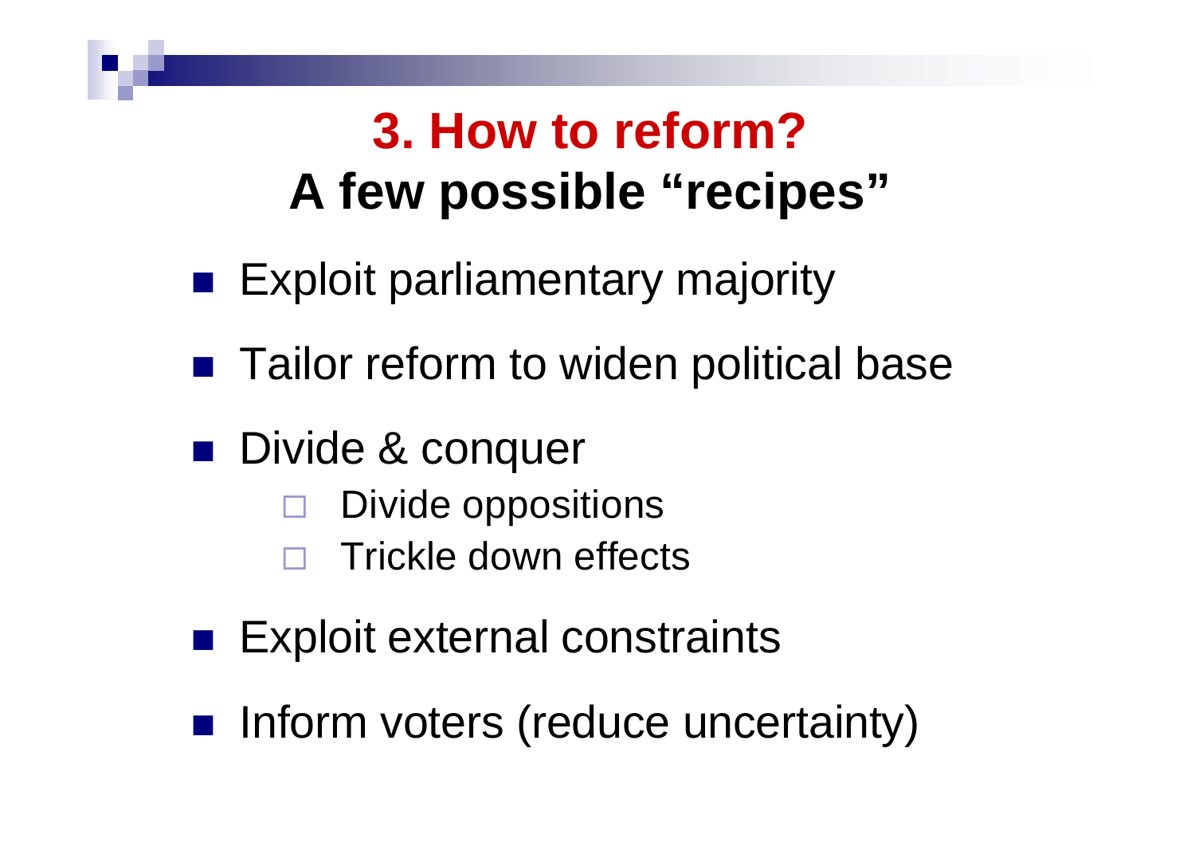## 3. How to reform?
## A few possible "recipes"

- Exploit parliamentary majority
- Tailor reform to widen political base
- Divide & conquer
  - Divide oppositions
  - Trickle down effects
- Exploit external constraints
- Inform voters (reduce uncertainty)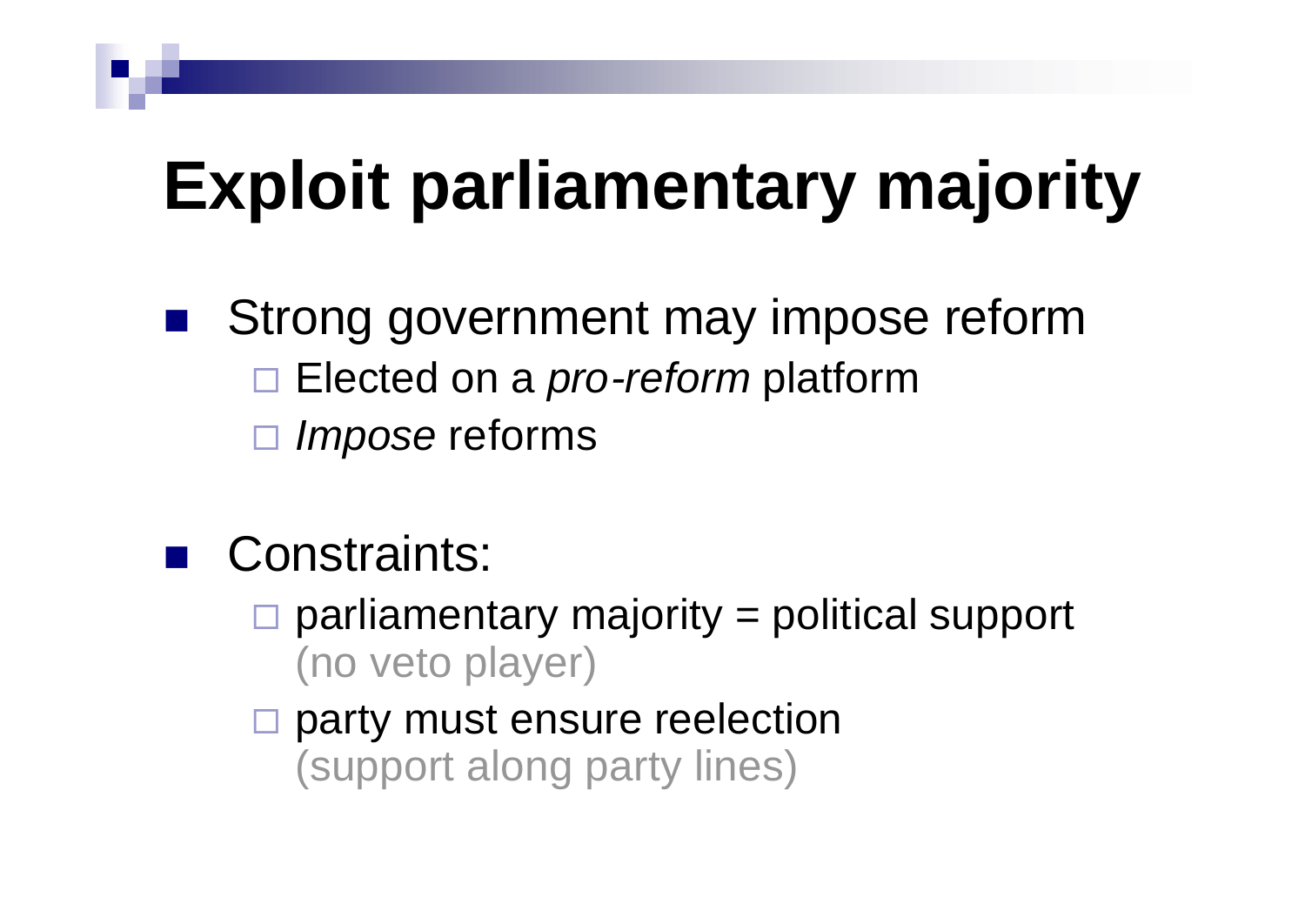# Exploit parliamentary majority

- Strong government may impose reform
  - Elected on a *pro-reform* platform
  - *Impose* reforms

- Constraints:
  - parliamentary majority = political support (no veto player)
  - party must ensure reelection (support along party lines)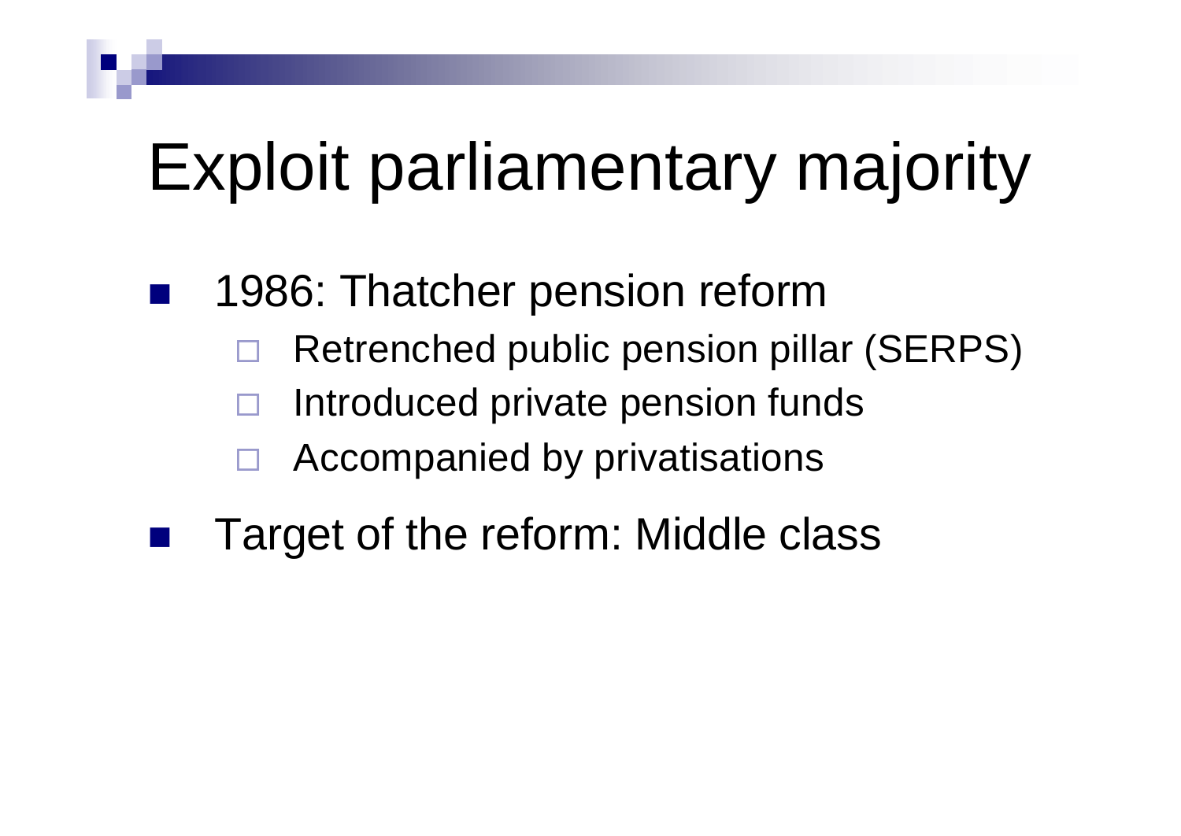# Exploit parliamentary majority

- 1986: Thatcher pension reform
  - Retrenched public pension pillar (SERPS)
  - Introduced private pension funds
  - Accompanied by privatisations
- Target of the reform: Middle class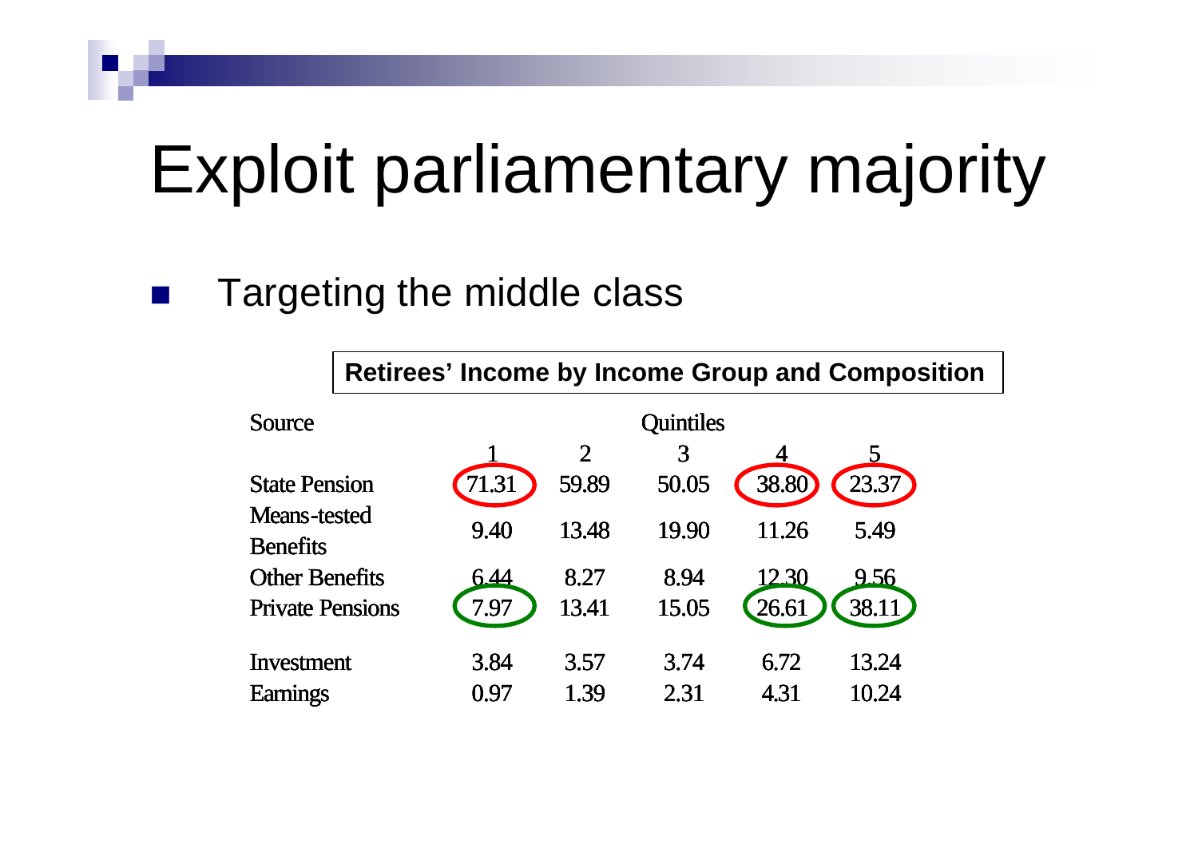# Exploit parliamentary majority

- Targeting the middle class

**Retirees' Income by Income Group and Composition**

| Source | Quintiles | | | | |
|---|---|---|---|---|---|
| | 1 | 2 | 3 | 4 | 5 |
| State Pension | 71.31 | 59.89 | 50.05 | 38.80 | 23.37 |
| Means-tested Benefits | 9.40 | 13.48 | 19.90 | 11.26 | 5.49 |
| Other Benefits | 6.44 | 8.27 | 8.94 | 12.30 | 9.56 |
| Private Pensions | 7.97 | 13.41 | 15.05 | 26.61 | 38.11 |
| Investment | 3.84 | 3.57 | 3.74 | 6.72 | 13.24 |
| Earnings | 0.97 | 1.39 | 2.31 | 4.31 | 10.24 |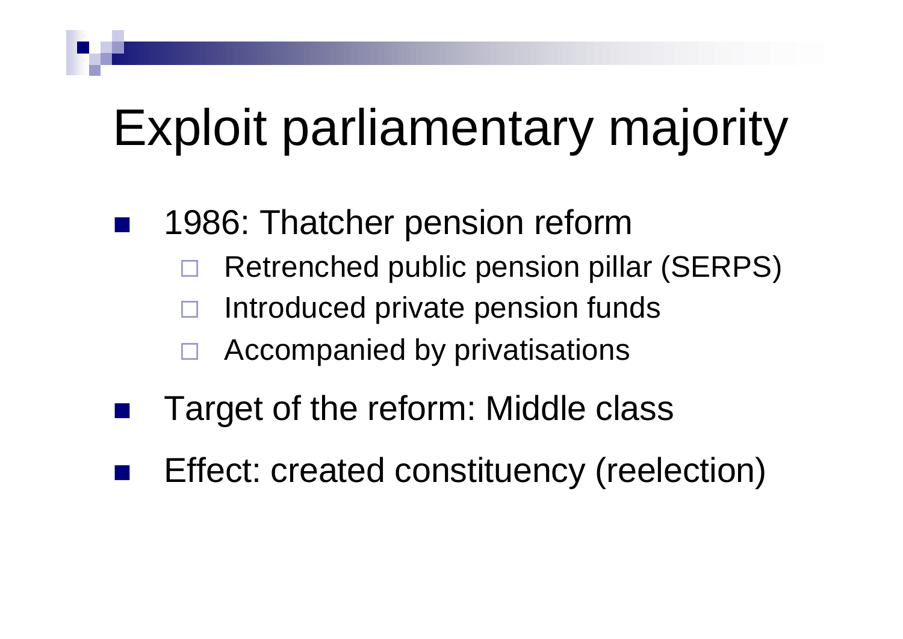# Exploit parliamentary majority

- 1986: Thatcher pension reform
  - Retrenched public pension pillar (SERPS)
  - Introduced private pension funds
  - Accompanied by privatisations
- Target of the reform: Middle class
- Effect: created constituency (reelection)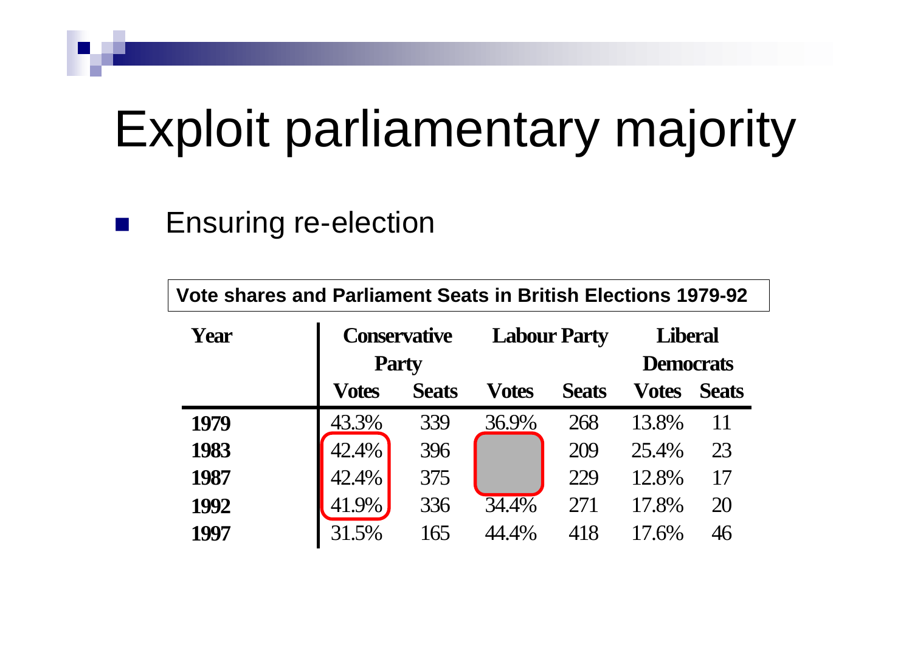# Exploit parliamentary majority

- Ensuring re-election

**Vote shares and Parliament Seats in British Elections 1979-92**

| Year | Conservative Party | | Labour Party | | Liberal Democrats | |
|---|---|---|---|---|---|---|
| | Votes | Seats | Votes | Seats | Votes | Seats |
| **1979** | 43.3% | 339 | 36.9% | 268 | 13.8% | 11 |
| **1983** | 42.4% | 396 | | 209 | 25.4% | 23 |
| **1987** | 42.4% | 375 | | 229 | 12.8% | 17 |
| **1992** | 41.9% | 336 | 34.4% | 271 | 17.8% | 20 |
| **1997** | 31.5% | 165 | 44.4% | 418 | 17.6% | 46 |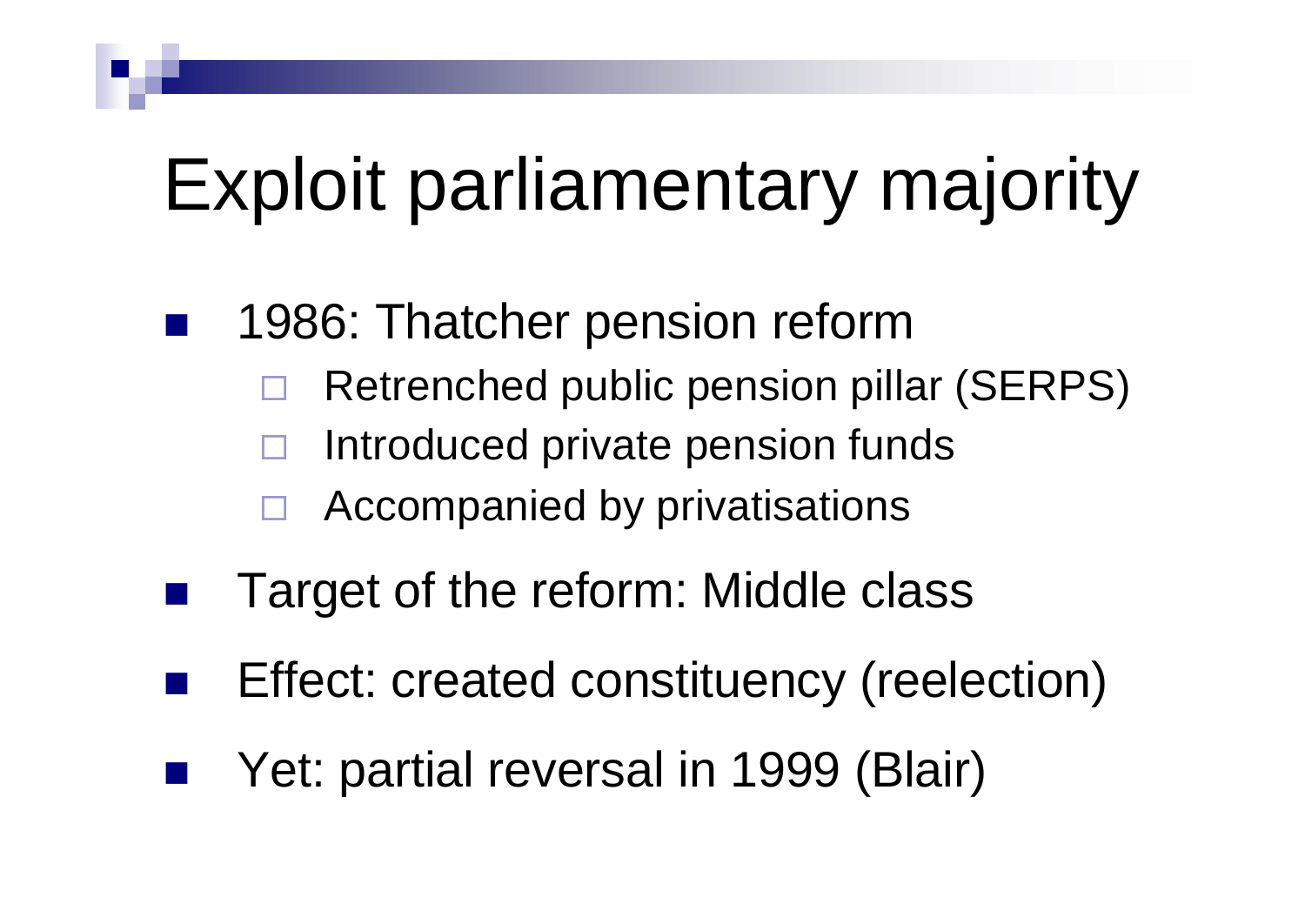# Exploit parliamentary majority

- 1986: Thatcher pension reform
  - Retrenched public pension pillar (SERPS)
  - Introduced private pension funds
  - Accompanied by privatisations
- Target of the reform: Middle class
- Effect: created constituency (reelection)
- Yet: partial reversal in 1999 (Blair)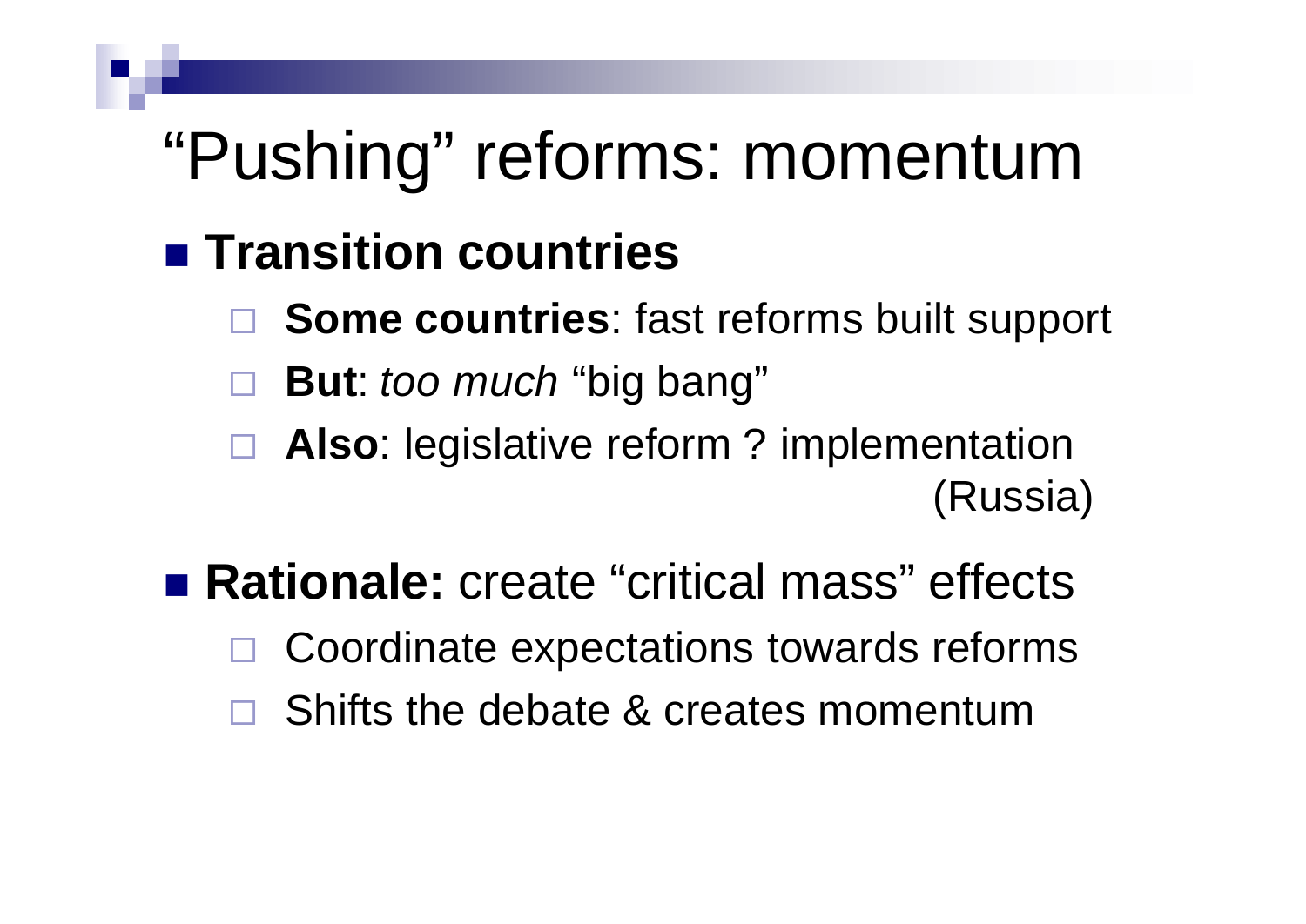# "Pushing" reforms: momentum

- **Transition countries**
  - **Some countries**: fast reforms built support
  - **But**: *too much* "big bang"
  - **Also**: legislative reform ? implementation (Russia)
- **Rationale:** create "critical mass" effects
  - Coordinate expectations towards reforms
  - Shifts the debate & creates momentum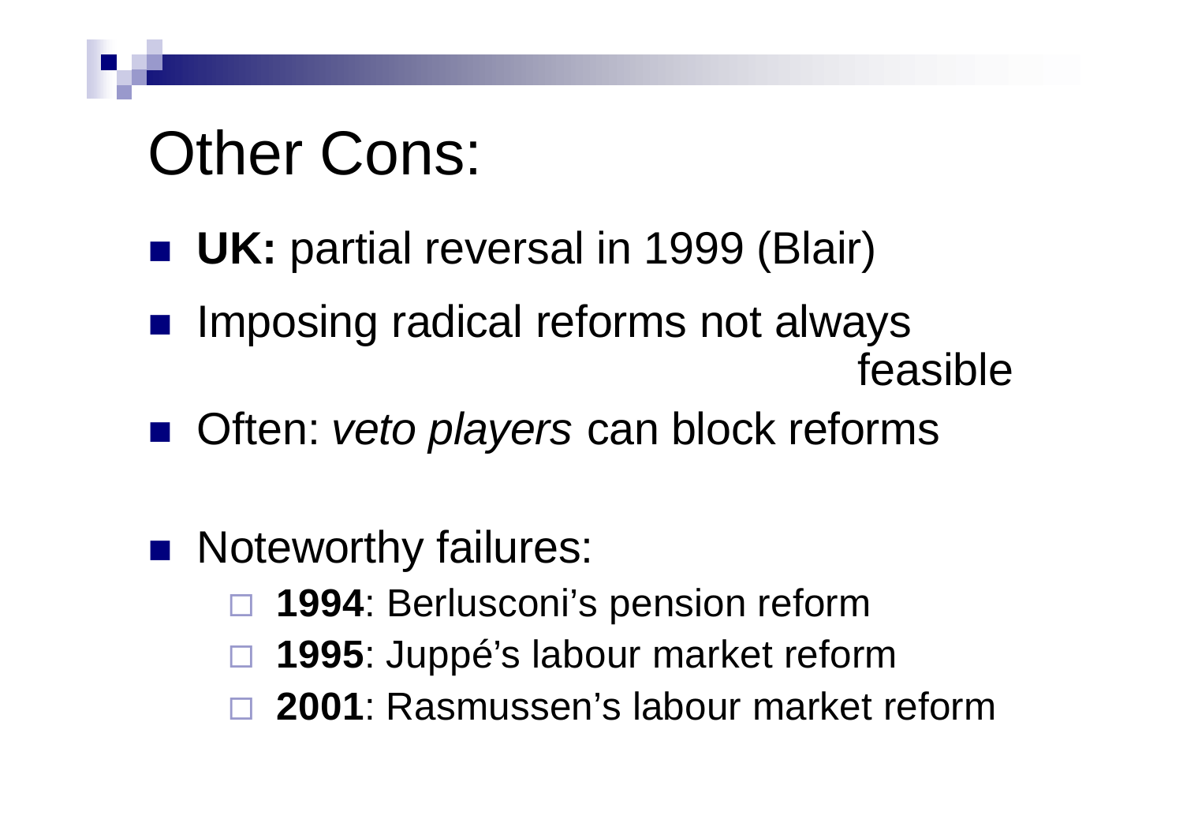# Other Cons:

- **UK:** partial reversal in 1999 (Blair)
- Imposing radical reforms not always feasible
- Often: *veto players* can block reforms

- Noteworthy failures:
  - **1994**: Berlusconi's pension reform
  - **1995**: Juppé's labour market reform
  - **2001**: Rasmussen's labour market reform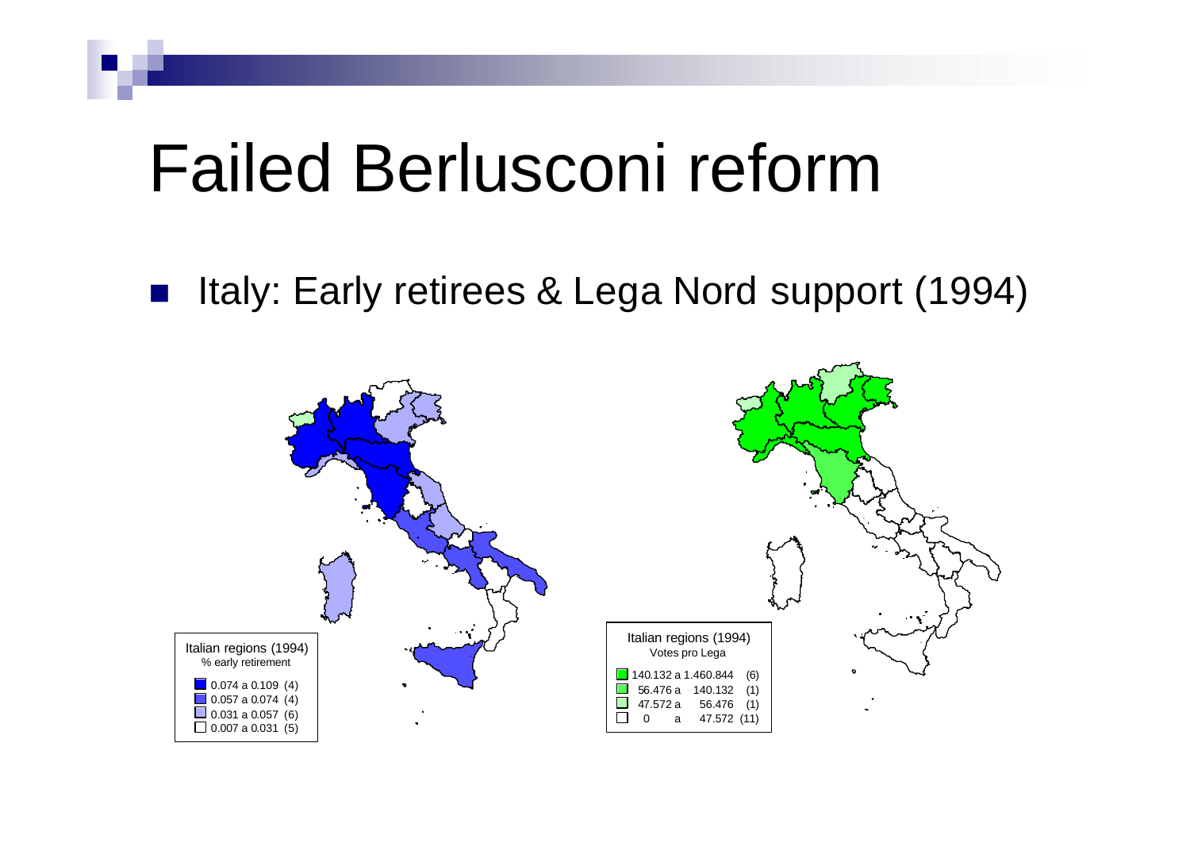# Failed Berlusconi reform

- Italy: Early retirees & Lega Nord support (1994)

Italian regions (1994)
% early retirement

- 0.074 a 0.109 (4)
- 0.057 a 0.074 (4)
- 0.031 a 0.057 (6)
- 0.007 a 0.031 (5)

Italian regions (1994)
Votes pro Lega

- 140.132 a 1.460.844 (6)
- 56.476 a 140.132 (1)
- 47.572 a 56.476 (1)
- 0 a 47.572 (11)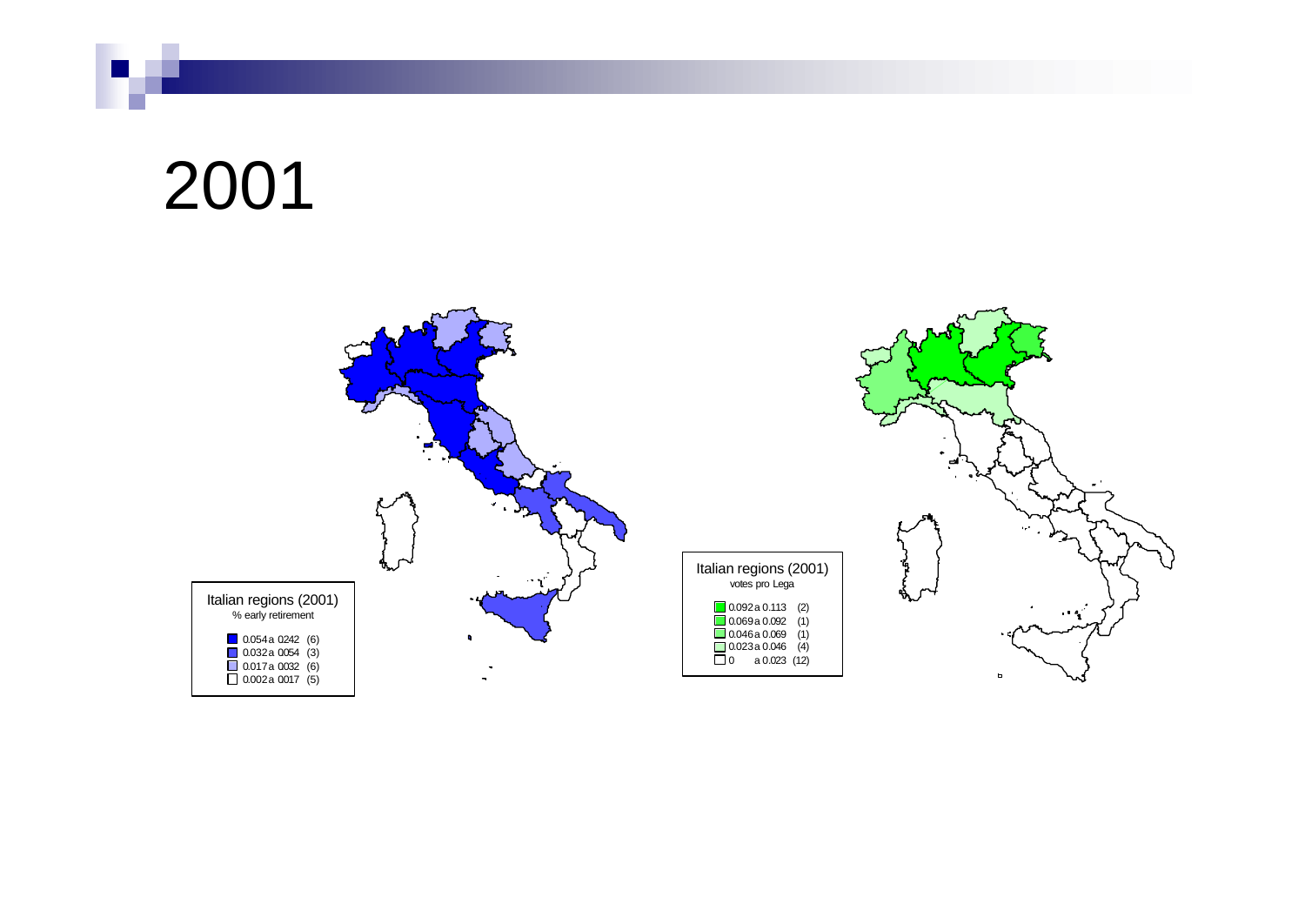# 2001

Italian regions (2001)
% early retirement

- 0.054 a 0242 (6)
- 0.032 a 0054 (3)
- 0.017 a 0032 (6)
- 0.002 a 0017 (5)

Italian regions (2001)
votes pro Lega

- 0.092 a 0.113 (2)
- 0.069 a 0.092 (1)
- 0.046 a 0.069 (1)
- 0.023 a 0.046 (4)
- 0 a 0.023 (12)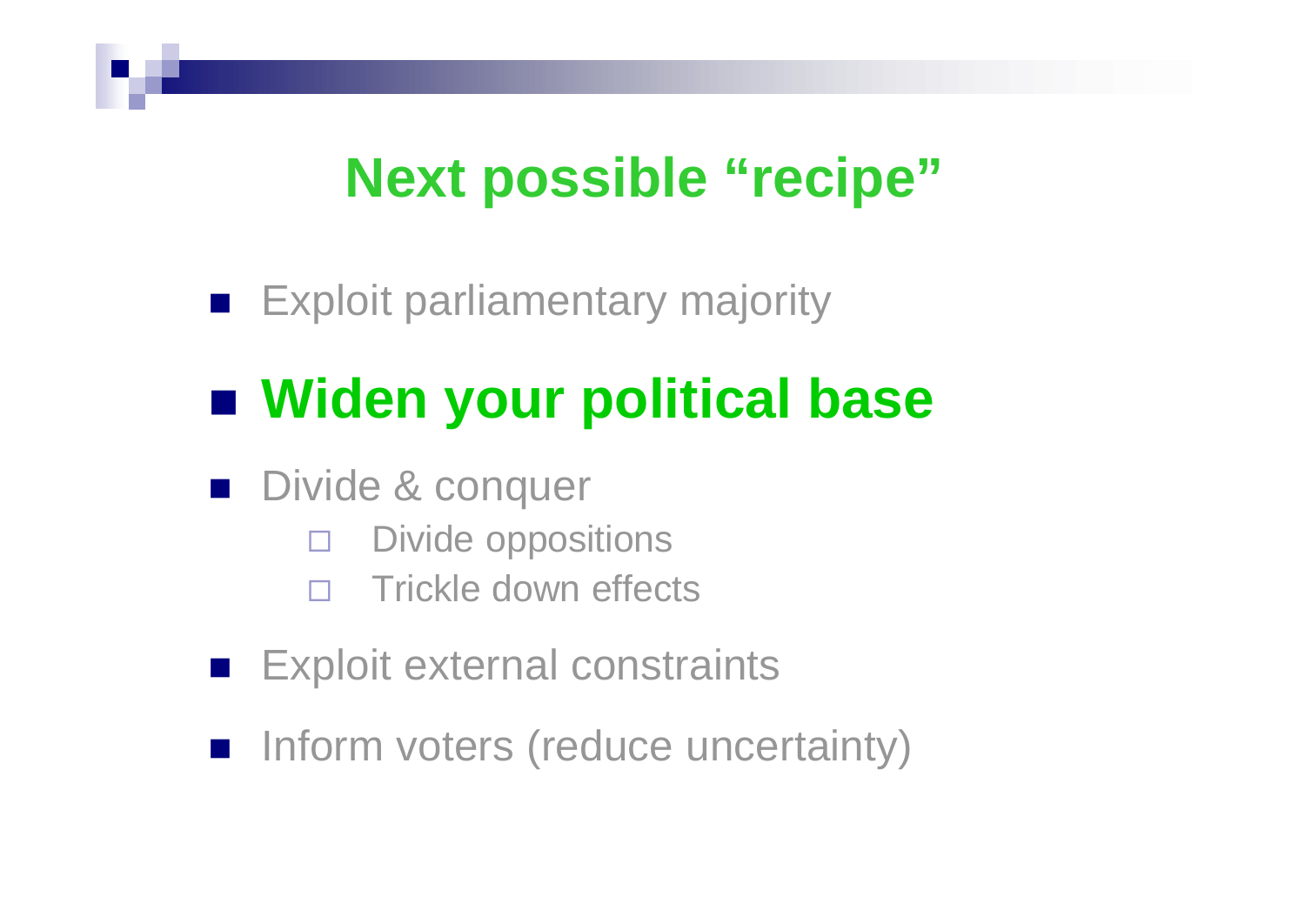# Next possible “recipe”

- Exploit parliamentary majority
- **Widen your political base**
- Divide & conquer
  - Divide oppositions
  - Trickle down effects
- Exploit external constraints
- Inform voters (reduce uncertainty)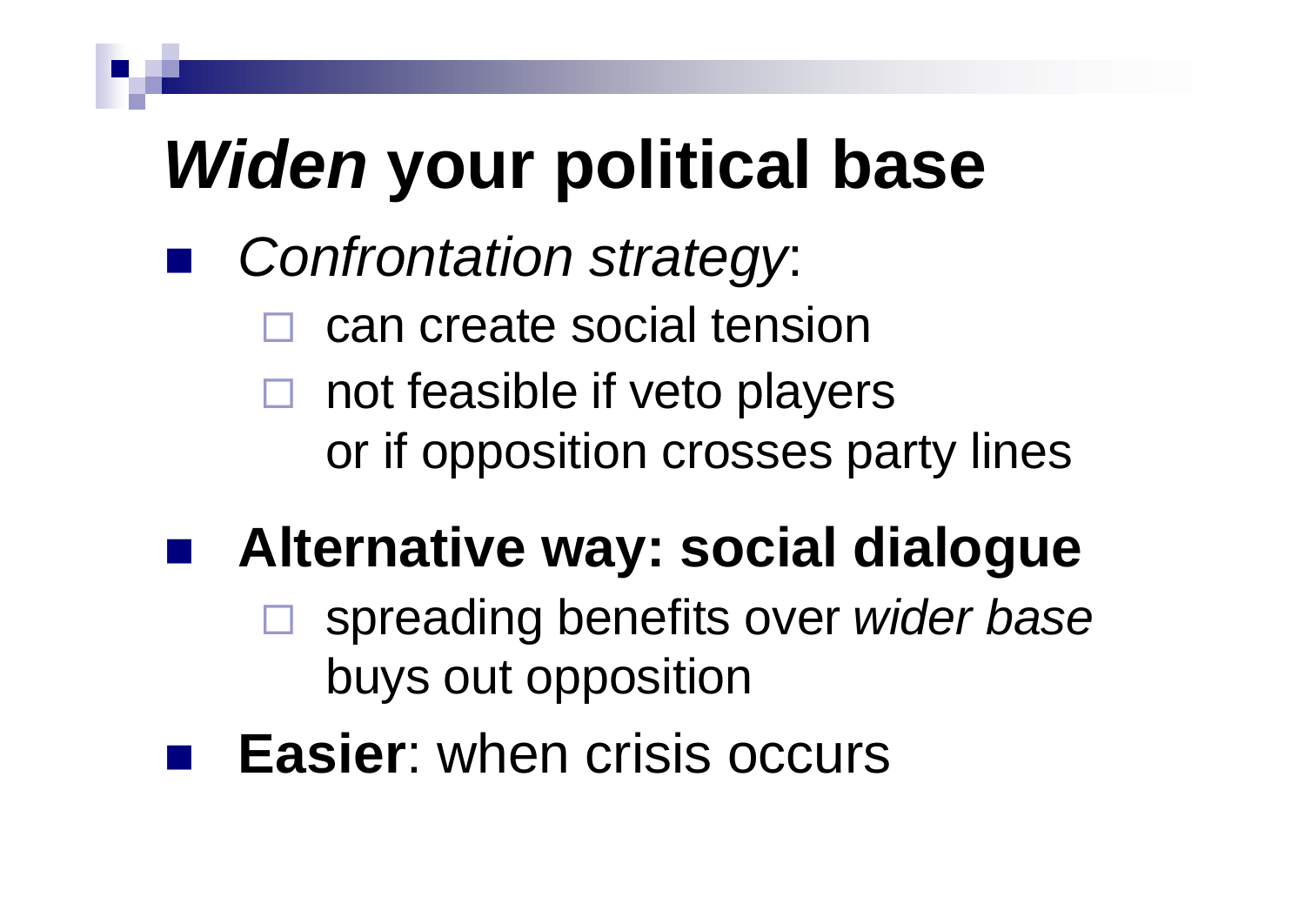# *Widen* your political base

- *Confrontation strategy*:
  - can create social tension
  - not feasible if veto players or if opposition crosses party lines
- **Alternative way: social dialogue**
  - spreading benefits over *wider base* buys out opposition
- **Easier**: when crisis occurs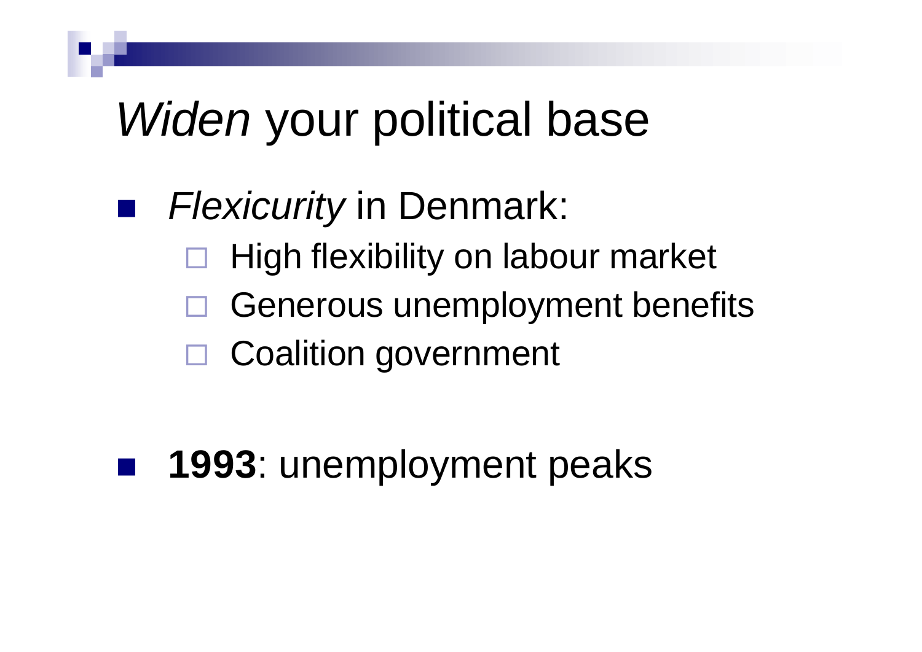# *Widen* your political base

- *Flexicurity* in Denmark:
  - High flexibility on labour market
  - Generous unemployment benefits
  - Coalition government

- **1993**: unemployment peaks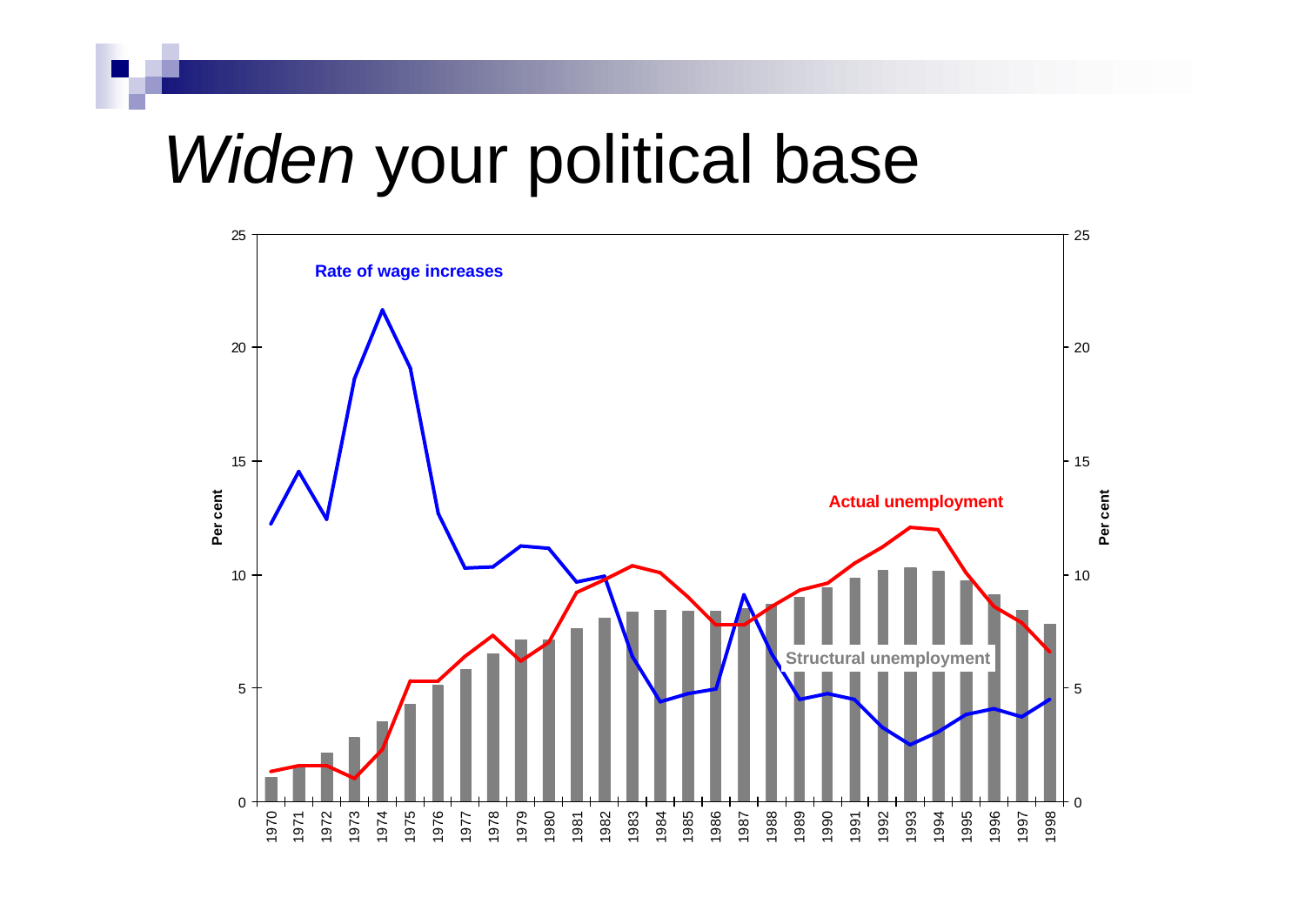# *Widen* your political base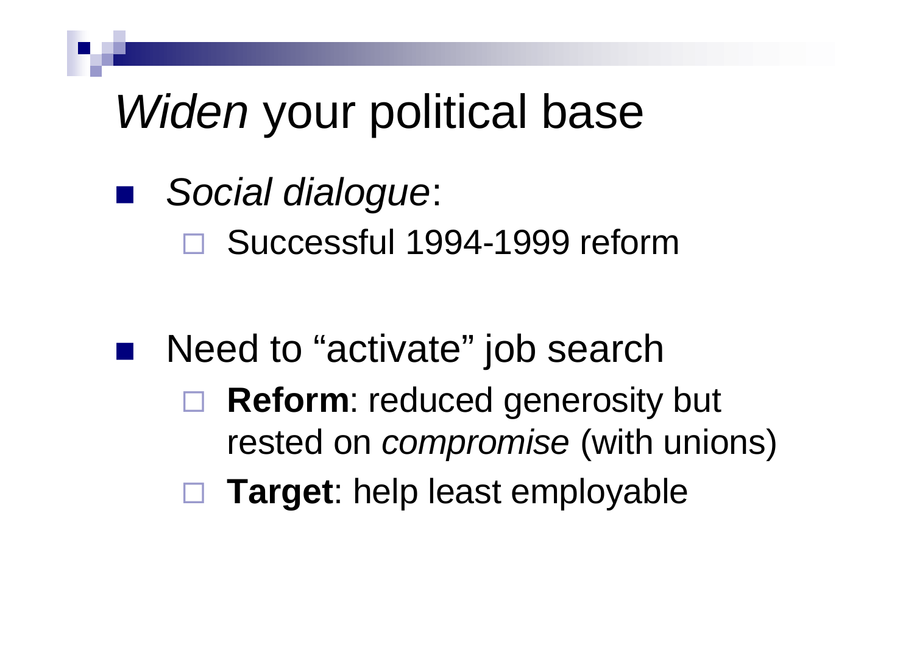# *Widen* your political base

- *Social dialogue*:
  - Successful 1994-1999 reform
- Need to "activate" job search
  - **Reform**: reduced generosity but rested on *compromise* (with unions)
  - **Target**: help least employable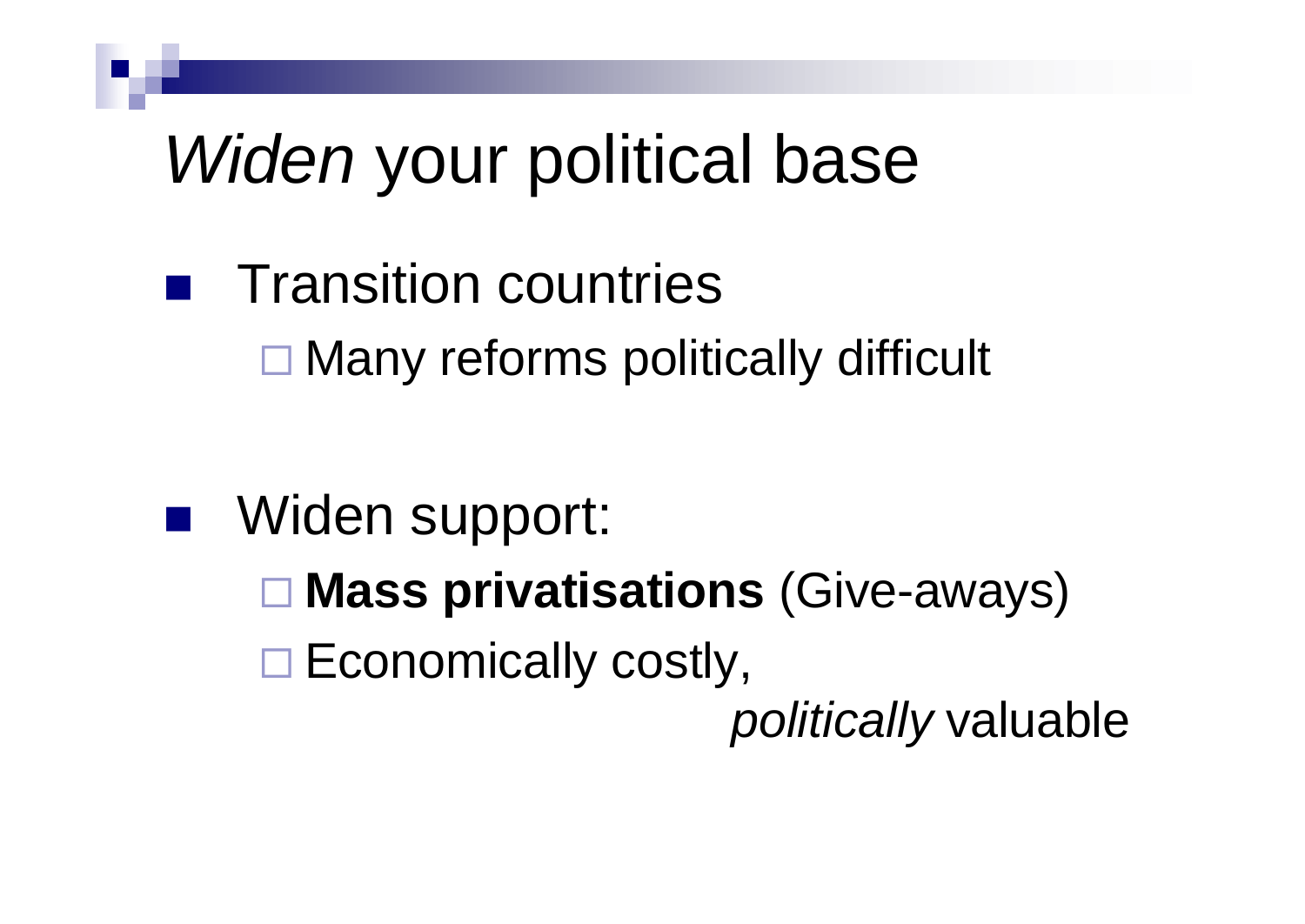# *Widen* your political base

- Transition countries
  - Many reforms politically difficult

- Widen support:
  - **Mass privatisations** (Give-aways)
  - Economically costly, *politically* valuable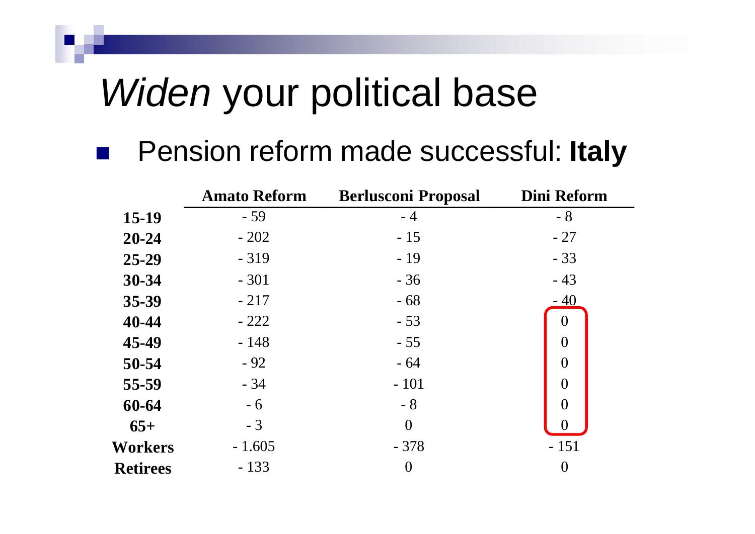# *Widen* your political base

- Pension reform made successful: **Italy**

| | **Amato Reform** | **Berlusconi Proposal** | **Dini Reform** |
|---|---|---|---|
| **15-19** | - 59 | - 4 | - 8 |
| **20-24** | - 202 | - 15 | - 27 |
| **25-29** | - 319 | - 19 | - 33 |
| **30-34** | - 301 | - 36 | - 43 |
| **35-39** | - 217 | - 68 | - 40 |
| **40-44** | - 222 | - 53 | 0 |
| **45-49** | - 148 | - 55 | 0 |
| **50-54** | - 92 | - 64 | 0 |
| **55-59** | - 34 | - 101 | 0 |
| **60-64** | - 6 | - 8 | 0 |
| **65+** | - 3 | 0 | 0 |
| **Workers** | - 1.605 | - 378 | - 151 |
| **Retirees** | - 133 | 0 | 0 |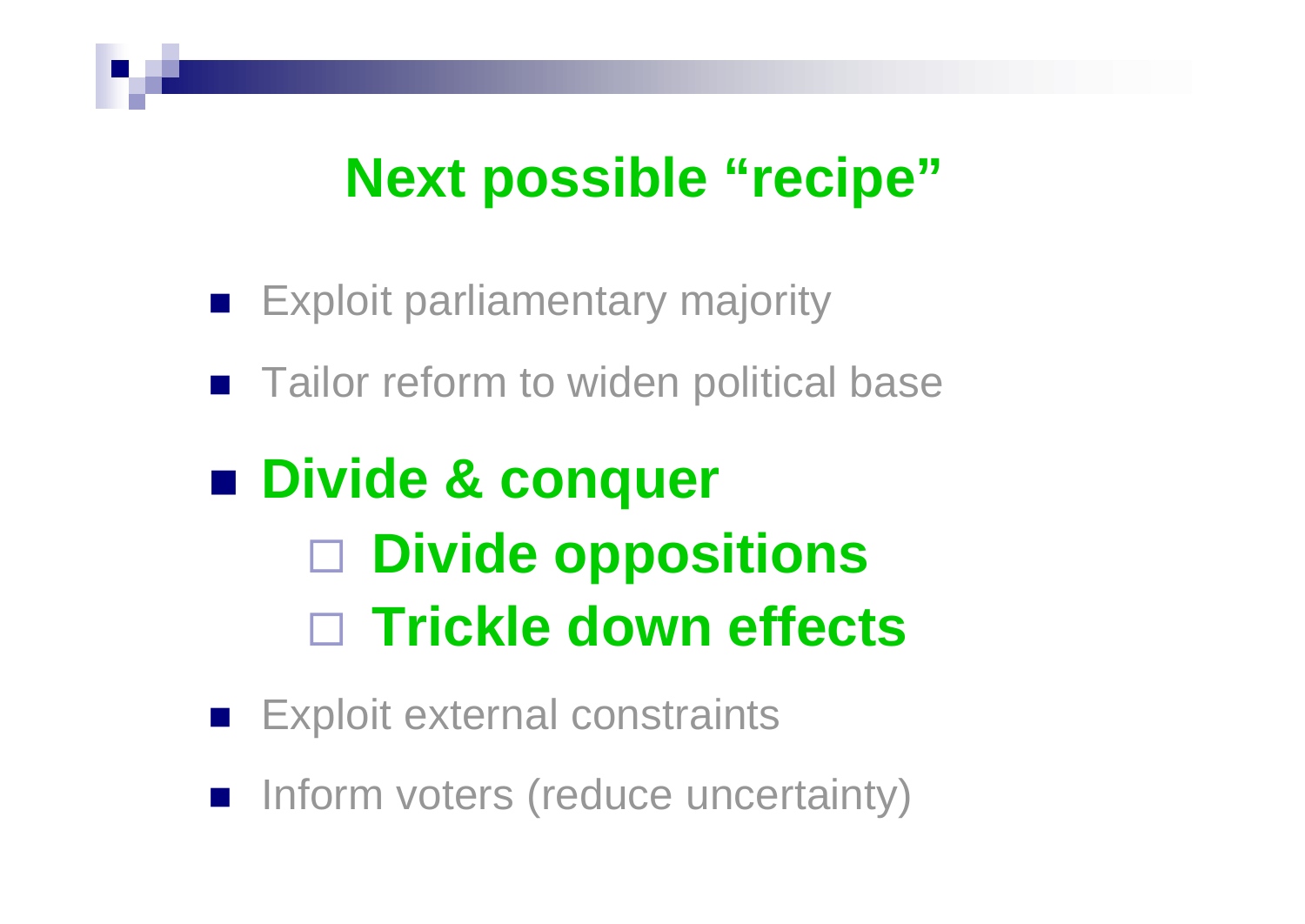# Next possible “recipe”

- Exploit parliamentary majority
- Tailor reform to widen political base
- **Divide & conquer**
  - **Divide oppositions**
  - **Trickle down effects**
- Exploit external constraints
- Inform voters (reduce uncertainty)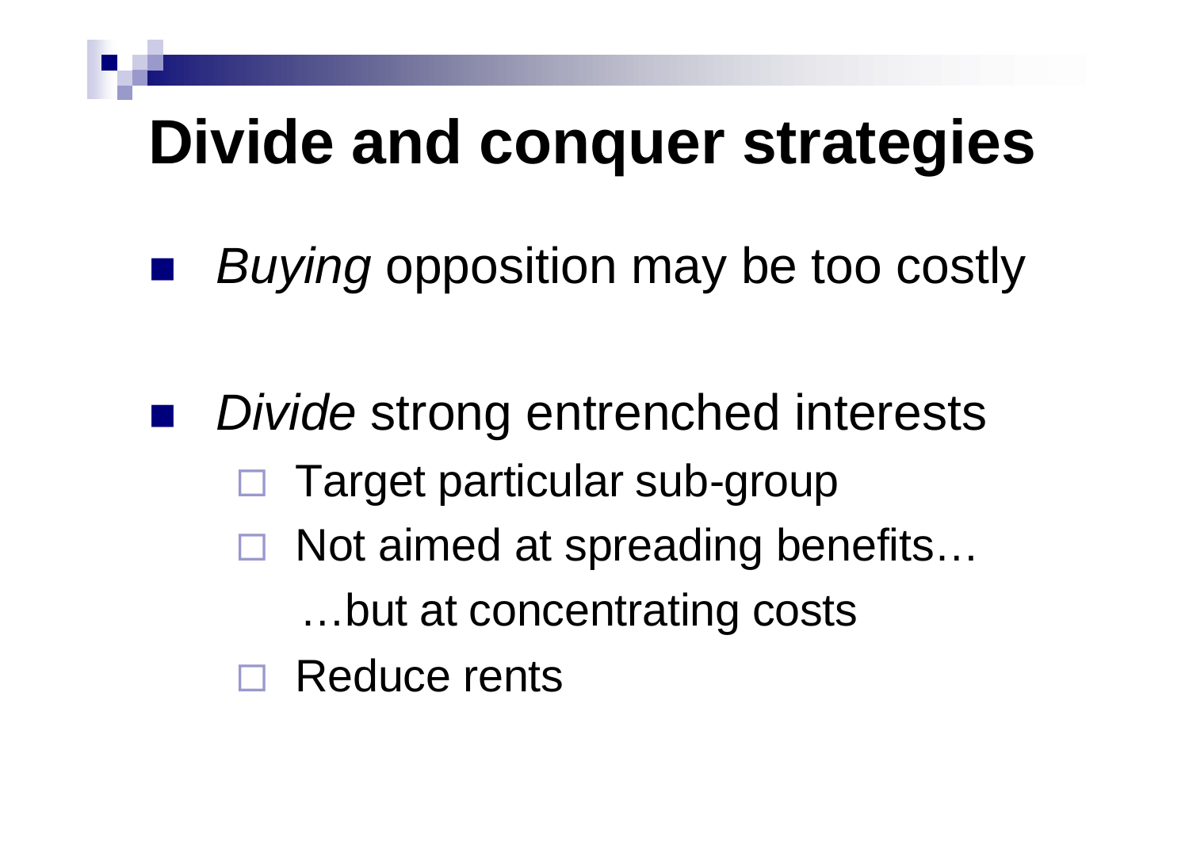# Divide and conquer strategies

- *Buying* opposition may be too costly

- *Divide* strong entrenched interests
  - Target particular sub-group
  - Not aimed at spreading benefits…
    
    …but at concentrating costs
  - Reduce rents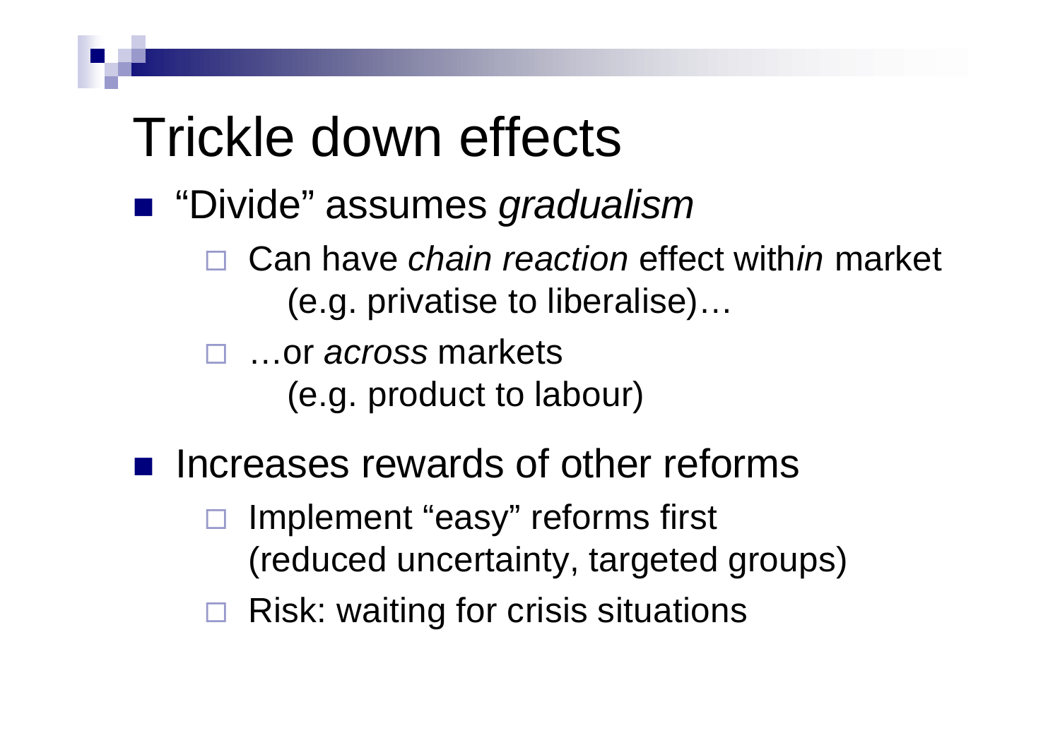# Trickle down effects

- "Divide" assumes *gradualism*
  - Can have *chain reaction* effect with*in* market (e.g. privatise to liberalise)…
  - …or *across* markets (e.g. product to labour)
- Increases rewards of other reforms
  - Implement "easy" reforms first (reduced uncertainty, targeted groups)
  - Risk: waiting for crisis situations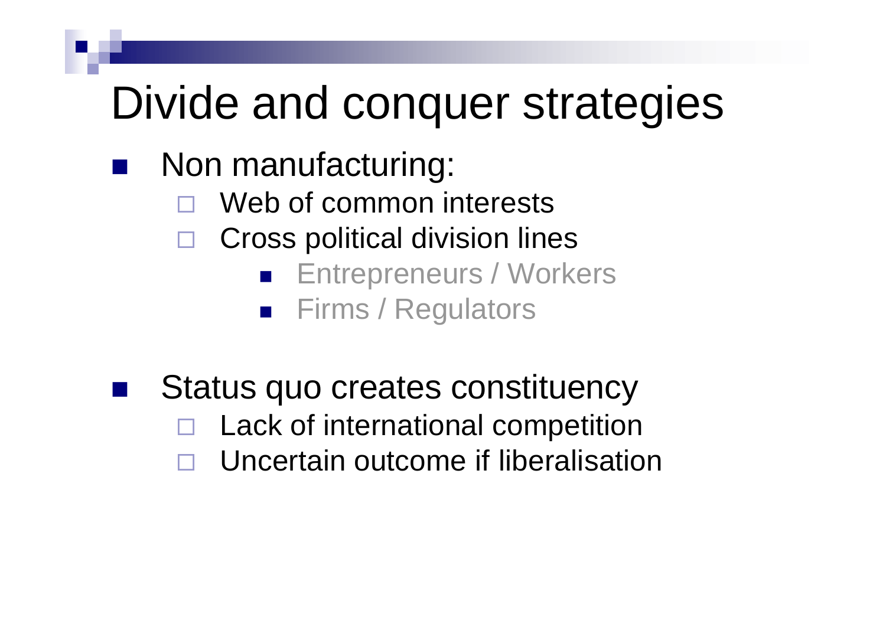# Divide and conquer strategies

- Non manufacturing:
  - Web of common interests
  - Cross political division lines
    - Entrepreneurs / Workers
    - Firms / Regulators

- Status quo creates constituency
  - Lack of international competition
  - Uncertain outcome if liberalisation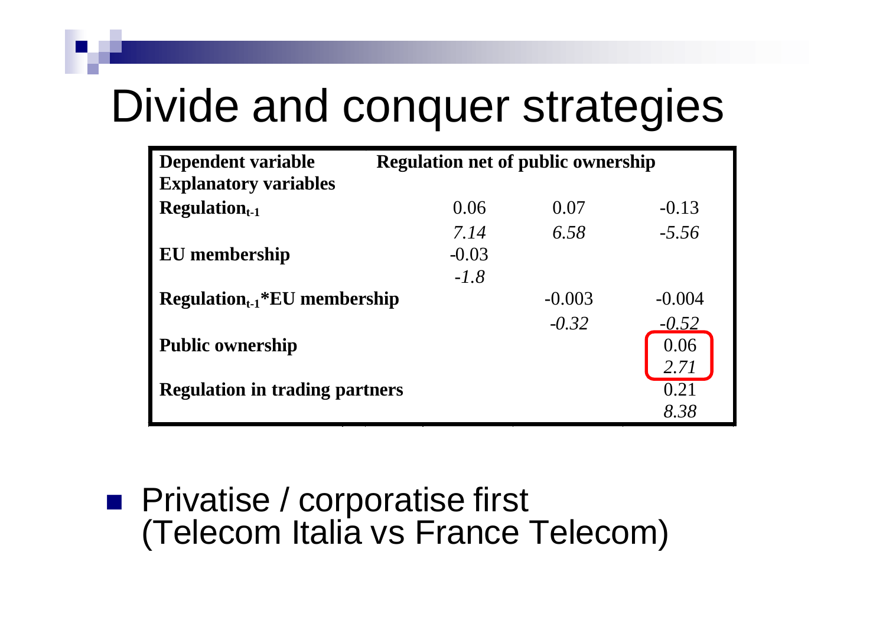# Divide and conquer strategies

| Dependent variable | Regulation net of public ownership | | |
|---|---|---|---|
| **Explanatory variables** | | | |
| **Regulation$_{t-1}$** | 0.06 | 0.07 | -0.13 |
| | *7.14* | *6.58* | *-5.56* |
| **EU membership** | -0.03 | | |
| | *-1.8* | | |
| **Regulation$_{t-1}$*EU membership** | | -0.003 | -0.004 |
| | | *-0.32* | *-0.52* |
| **Public ownership** | | | 0.06 |
| | | | *2.71* |
| **Regulation in trading partners** | | | 0.21 |
| | | | *8.38* |

- Privatise / corporatise first (Telecom Italia vs France Telecom)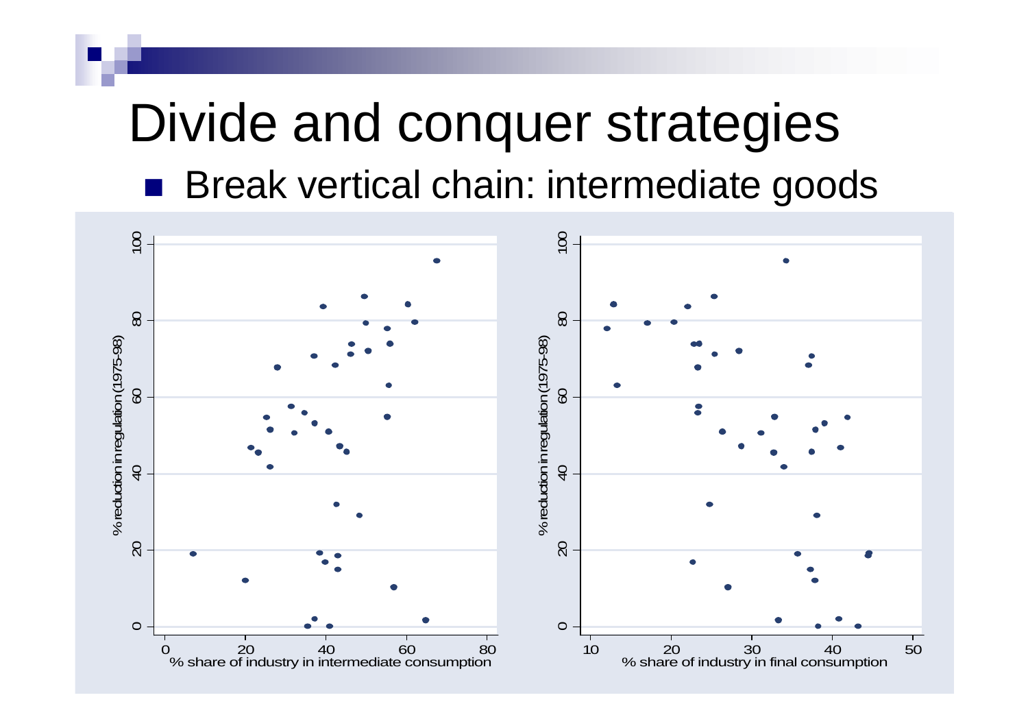# Divide and conquer strategies

- Break vertical chain: intermediate goods

% reduction in regulation (1975-98)

% share of industry in intermediate consumption

% reduction in regulation (1975-98)

% share of industry in final consumption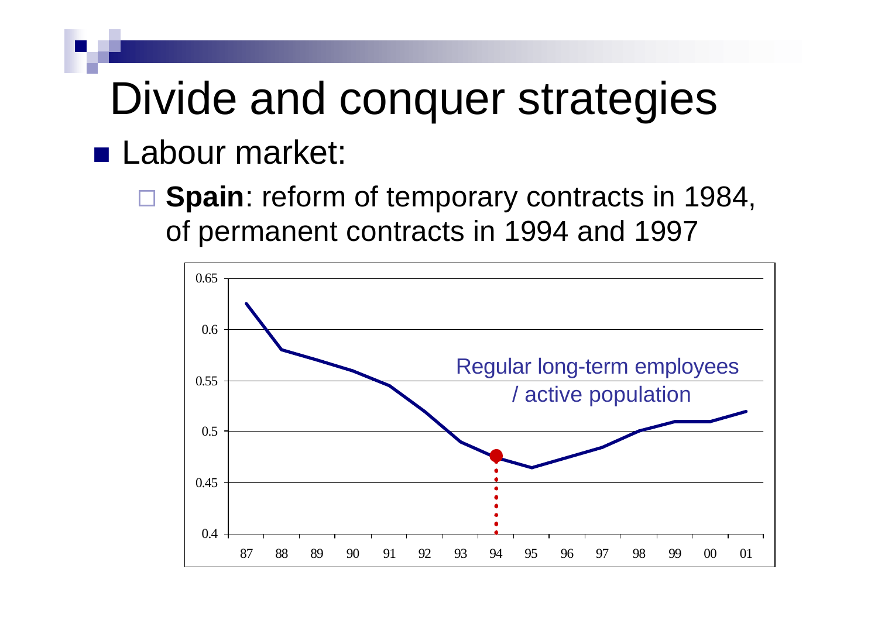# Divide and conquer strategies

- Labour market:
  - **Spain**: reform of temporary contracts in 1984, of permanent contracts in 1994 and 1997

Regular long-term employees / active population

0.65
0.6
0.55
0.5
0.45
0.4

87 88 89 90 91 92 93 94 95 96 97 98 99 00 01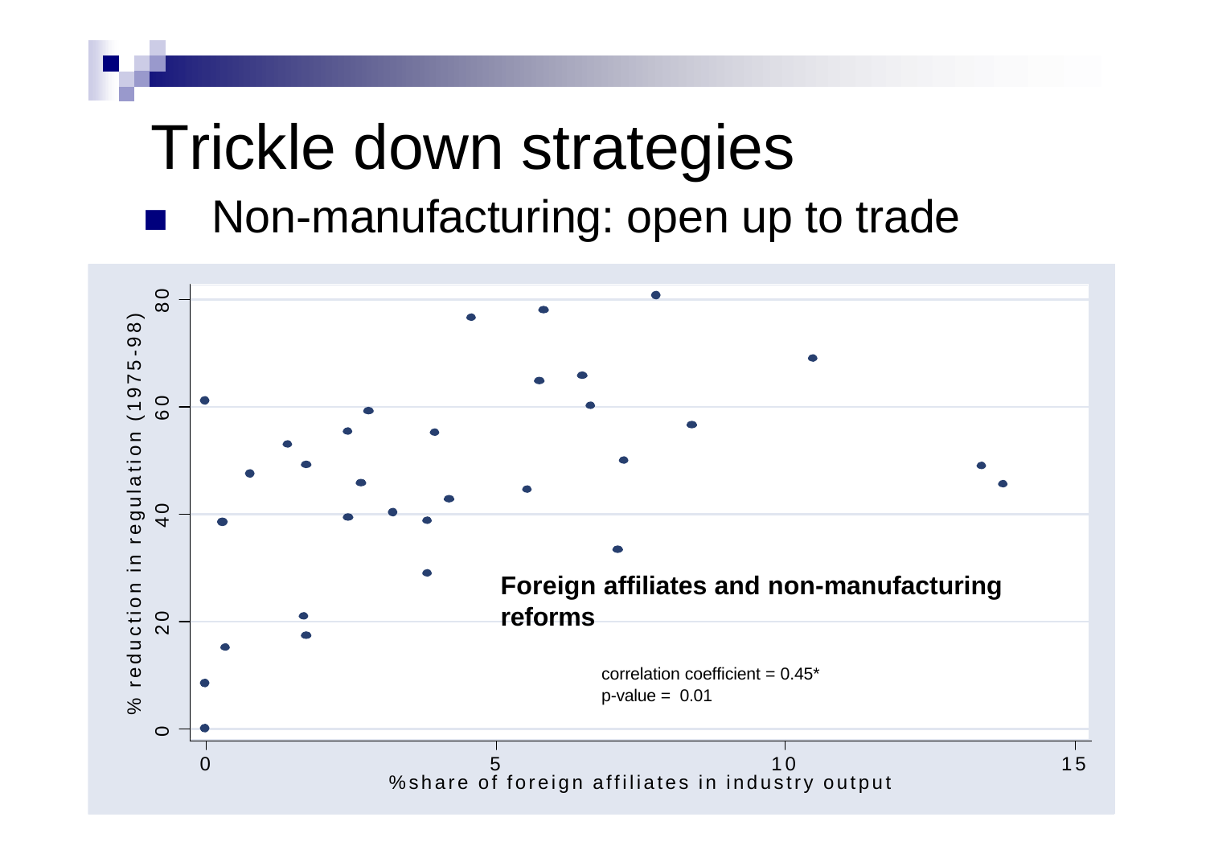# Trickle down strategies

- Non-manufacturing: open up to trade

**Foreign affiliates and non-manufacturing reforms**

correlation coefficient = 0.45*
p-value = 0.01

% reduction in regulation (1975-98)

%share of foreign affiliates in industry output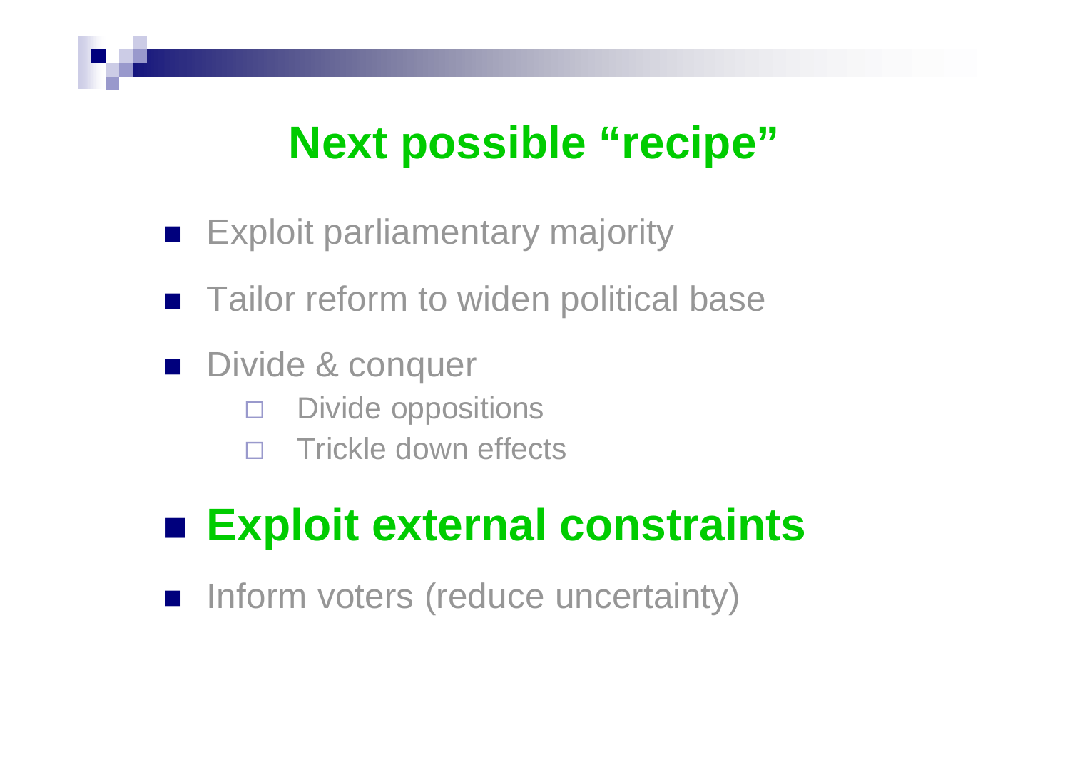# Next possible "recipe"

- Exploit parliamentary majority
- Tailor reform to widen political base
- Divide & conquer
  - Divide oppositions
  - Trickle down effects
- **Exploit external constraints**
- Inform voters (reduce uncertainty)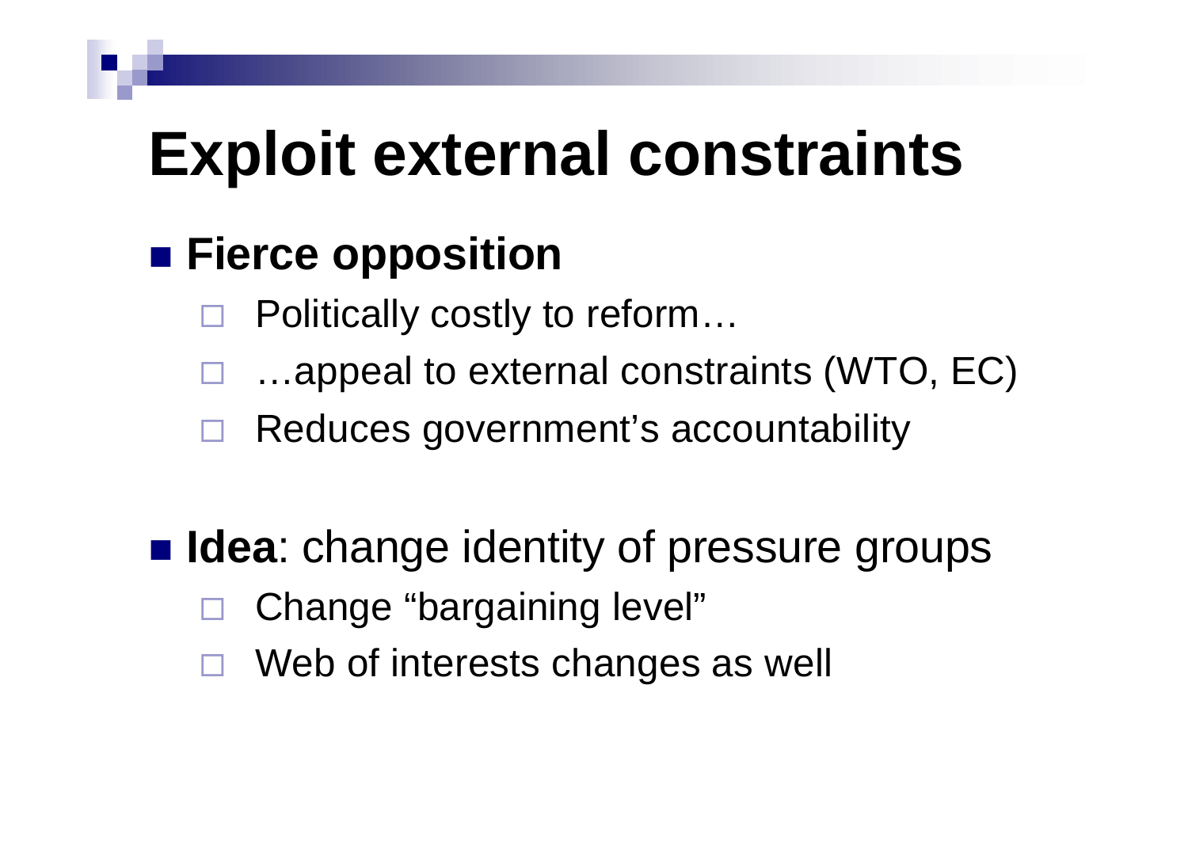# Exploit external constraints

- **Fierce opposition**
  - Politically costly to reform…
  - …appeal to external constraints (WTO, EC)
  - Reduces government's accountability

- **Idea**: change identity of pressure groups
  - Change "bargaining level"
  - Web of interests changes as well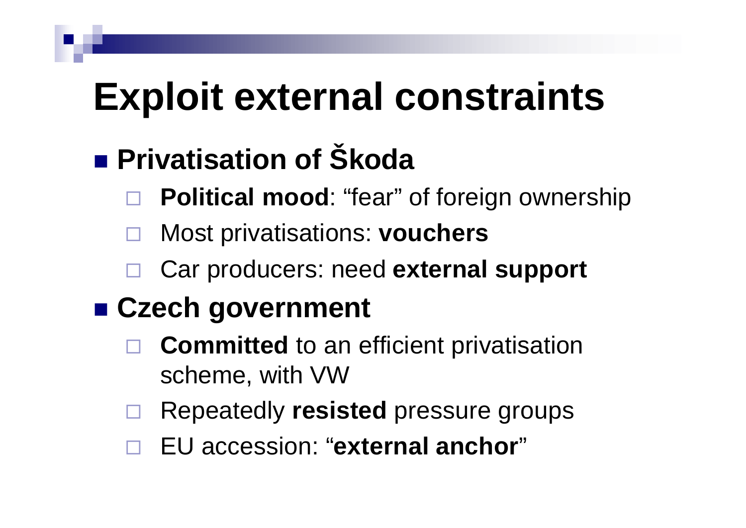# Exploit external constraints

- **Privatisation of Škoda**
  - **Political mood**: "fear" of foreign ownership
  - Most privatisations: **vouchers**
  - Car producers: need **external support**
- **Czech government**
  - **Committed** to an efficient privatisation scheme, with VW
  - Repeatedly **resisted** pressure groups
  - EU accession: "**external anchor**"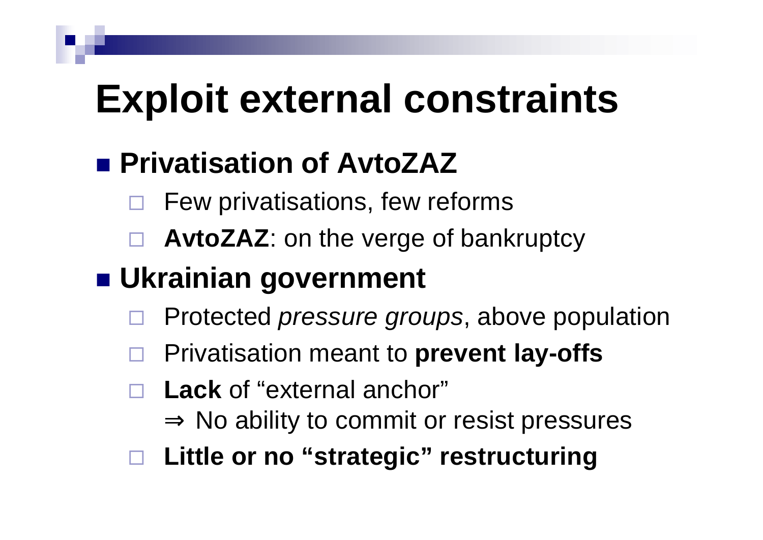# Exploit external constraints

- **Privatisation of AvtoZAZ**
  - Few privatisations, few reforms
  - **AvtoZAZ**: on the verge of bankruptcy
- **Ukrainian government**
  - Protected *pressure groups*, above population
  - Privatisation meant to **prevent lay-offs**
  - **Lack** of "external anchor"
    $\Rightarrow$ No ability to commit or resist pressures
  - **Little or no "strategic" restructuring**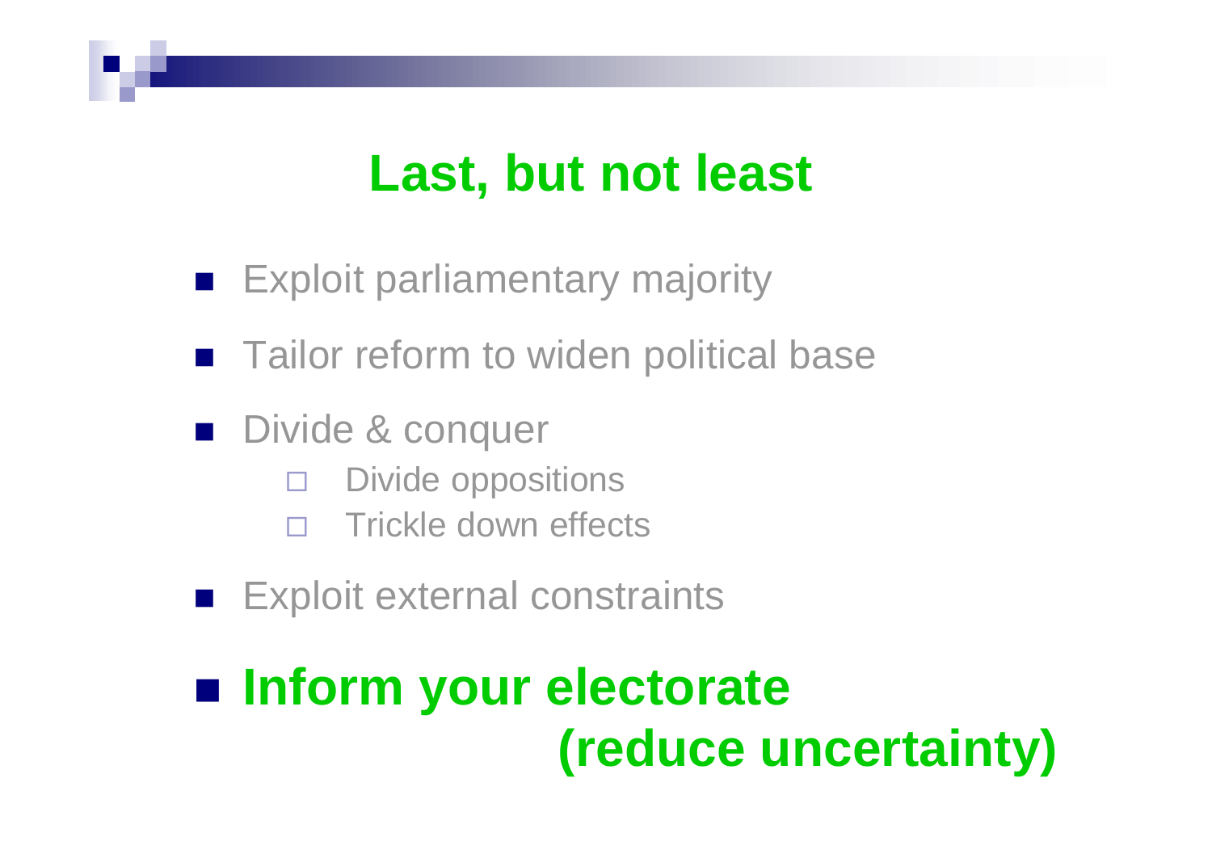# Last, but not least

- Exploit parliamentary majority
- Tailor reform to widen political base
- Divide & conquer
  - Divide oppositions
  - Trickle down effects
- Exploit external constraints
- **Inform your electorate (reduce uncertainty)**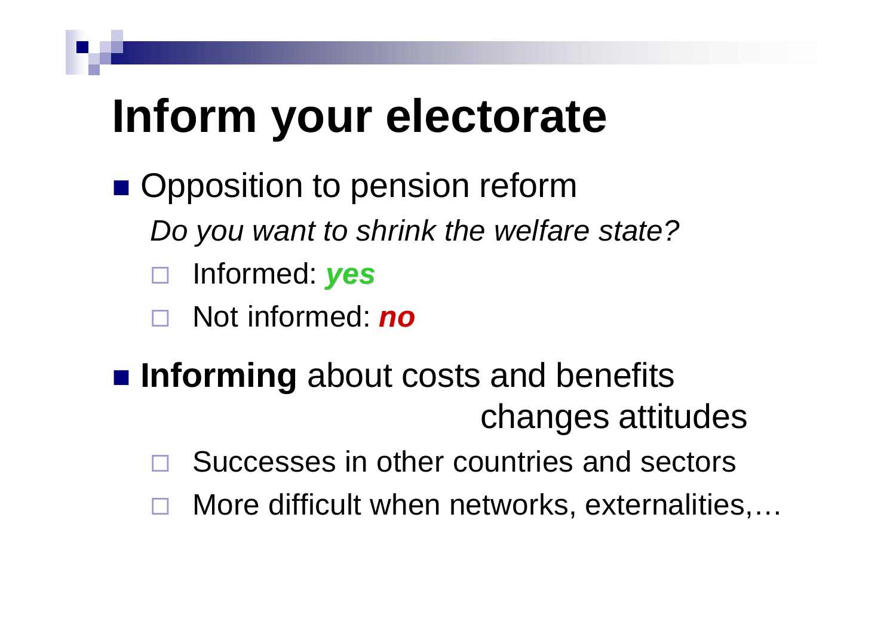# Inform your electorate

- Opposition to pension reform

  *Do you want to shrink the welfare state?*

  - Informed: ***yes***
  - Not informed: ***no***

- **Informing** about costs and benefits changes attitudes
  - Successes in other countries and sectors
  - More difficult when networks, externalities,…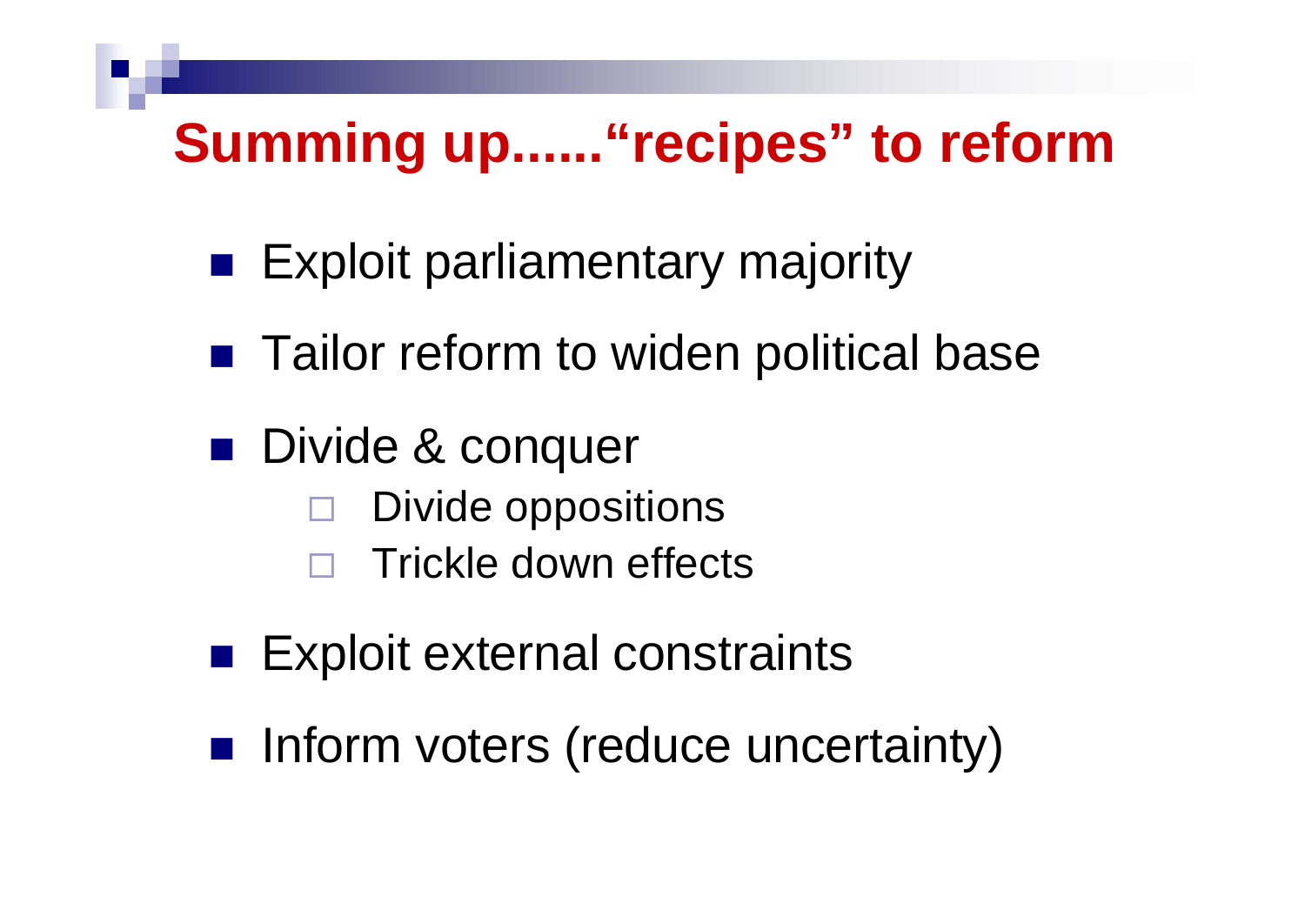# Summing up......“recipes” to reform

- Exploit parliamentary majority
- Tailor reform to widen political base
- Divide & conquer
  - Divide oppositions
  - Trickle down effects
- Exploit external constraints
- Inform voters (reduce uncertainty)